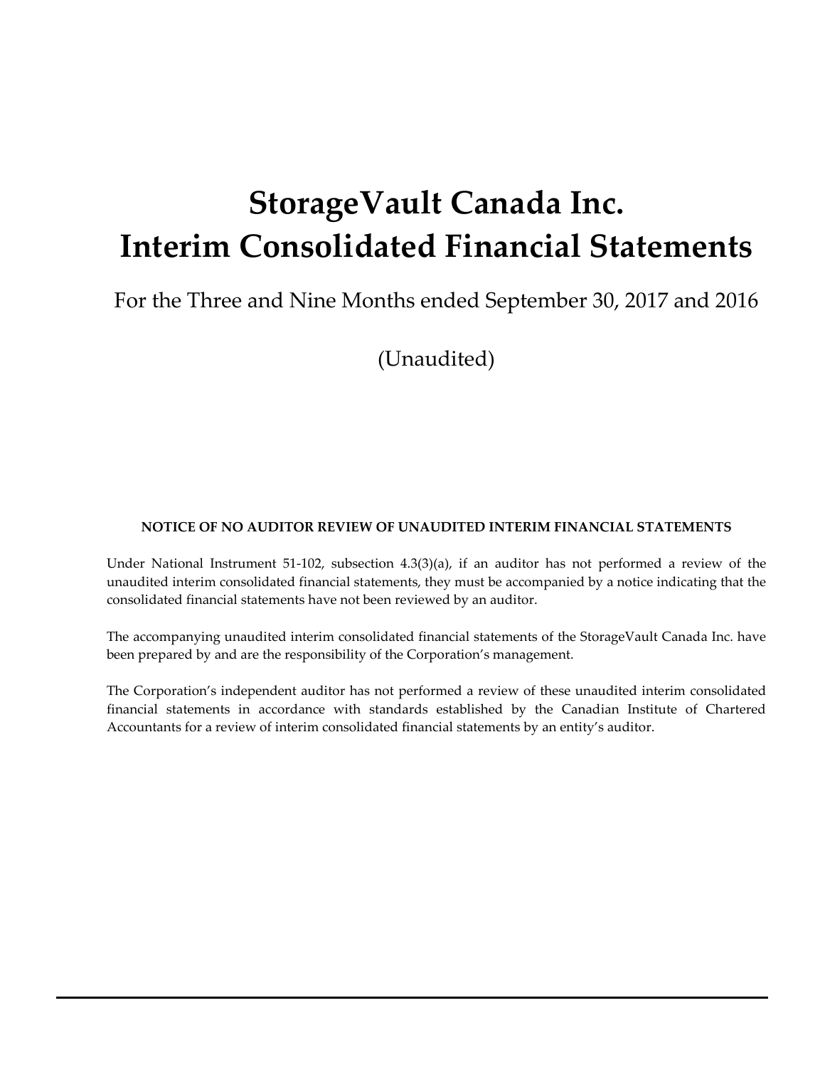# StorageVault Canada Inc.
# Interim Consolidated Financial Statements

For the Three and Nine Months ended September 30, 2017 and 2016

(Unaudited)

**NOTICE OF NO AUDITOR REVIEW OF UNAUDITED INTERIM FINANCIAL STATEMENTS**

Under National Instrument 51-102, subsection 4.3(3)(a), if an auditor has not performed a review of the unaudited interim consolidated financial statements, they must be accompanied by a notice indicating that the consolidated financial statements have not been reviewed by an auditor.

The accompanying unaudited interim consolidated financial statements of the StorageVault Canada Inc. have been prepared by and are the responsibility of the Corporation's management.

The Corporation's independent auditor has not performed a review of these unaudited interim consolidated financial statements in accordance with standards established by the Canadian Institute of Chartered Accountants for a review of interim consolidated financial statements by an entity's auditor.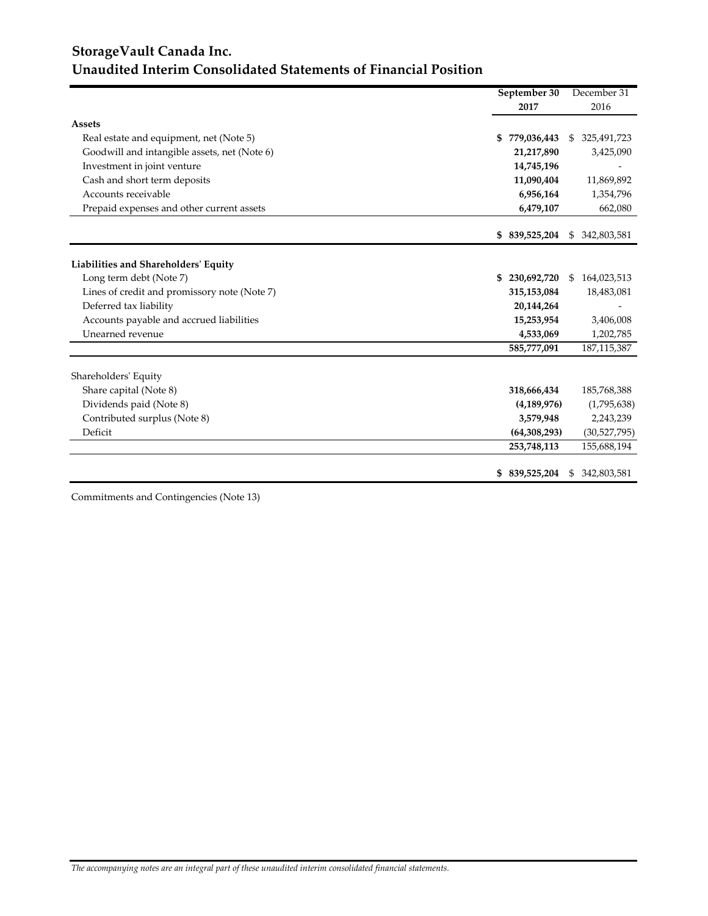# StorageVault Canada Inc.
## Unaudited Interim Consolidated Statements of Financial Position

| | September 30 2017 | December 31 2016 |
|---|---|---|
| **Assets** | | |
| Real estate and equipment, net (Note 5) | **$ 779,036,443** | $ 325,491,723 |
| Goodwill and intangible assets, net (Note 6) | **21,217,890** | 3,425,090 |
| Investment in joint venture | **14,745,196** | - |
| Cash and short term deposits | **11,090,404** | 11,869,892 |
| Accounts receivable | **6,956,164** | 1,354,796 |
| Prepaid expenses and other current assets | **6,479,107** | 662,080 |
| | **$ 839,525,204** | $ 342,803,581 |
| **Liabilities and Shareholders' Equity** | | |
| Long term debt (Note 7) | **$ 230,692,720** | $ 164,023,513 |
| Lines of credit and promissory note (Note 7) | **315,153,084** | 18,483,081 |
| Deferred tax liability | **20,144,264** | - |
| Accounts payable and accrued liabilities | **15,253,954** | 3,406,008 |
| Unearned revenue | **4,533,069** | 1,202,785 |
| | **585,777,091** | 187,115,387 |
| Shareholders' Equity | | |
| Share capital (Note 8) | **318,666,434** | 185,768,388 |
| Dividends paid (Note 8) | **(4,189,976)** | (1,795,638) |
| Contributed surplus (Note 8) | **3,579,948** | 2,243,239 |
| Deficit | **(64,308,293)** | (30,527,795) |
| | **253,748,113** | 155,688,194 |
| | **$ 839,525,204** | $ 342,803,581 |

Commitments and Contingencies (Note 13)

*The accompanying notes are an integral part of these unaudited interim consolidated financial statements.*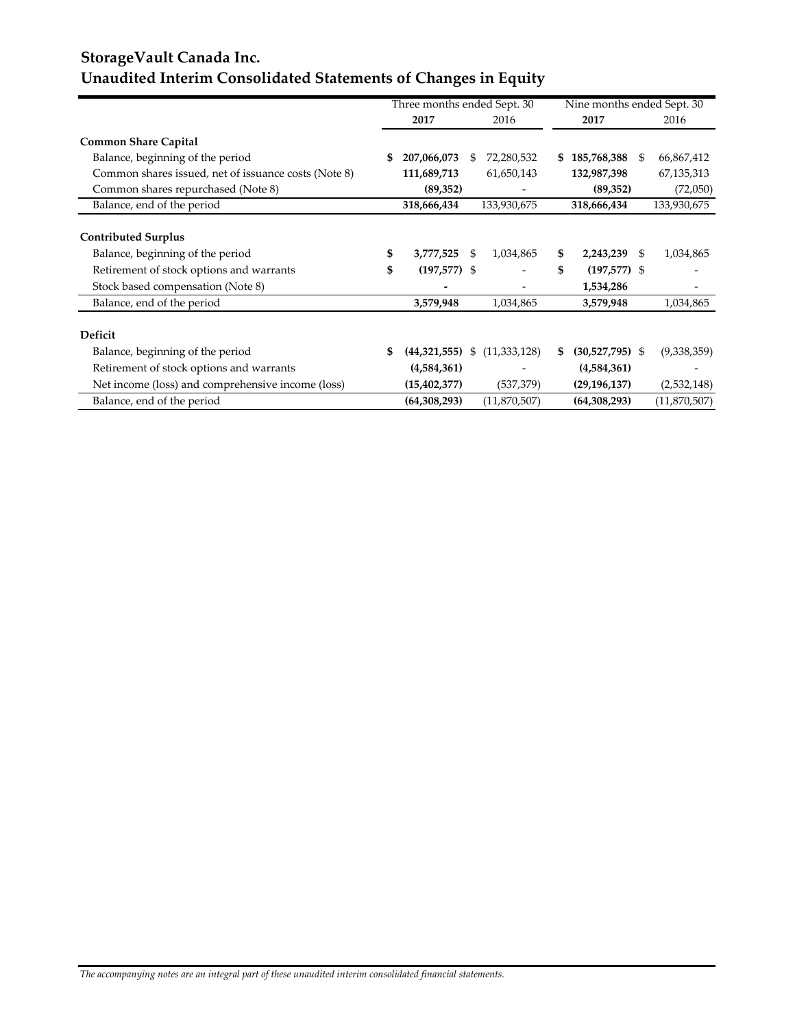# StorageVault Canada Inc.
## Unaudited Interim Consolidated Statements of Changes in Equity

| | Three months ended Sept. 30 | | Nine months ended Sept. 30 | |
|---|---|---|---|---|
| | **2017** | 2016 | **2017** | 2016 |
| **Common Share Capital** | | | | |
| Balance, beginning of the period | **$ 207,066,073** | $ 72,280,532 | **$ 185,768,388** | $ 66,867,412 |
| Common shares issued, net of issuance costs (Note 8) | **111,689,713** | 61,650,143 | **132,987,398** | 67,135,313 |
| Common shares repurchased (Note 8) | **(89,352)** | - | **(89,352)** | (72,050) |
| Balance, end of the period | **318,666,434** | 133,930,675 | **318,666,434** | 133,930,675 |
| **Contributed Surplus** | | | | |
| Balance, beginning of the period | **$ 3,777,525** | $ 1,034,865 | **$ 2,243,239** | $ 1,034,865 |
| Retirement of stock options and warrants | **$ (197,577)** | $ - | **$ (197,577)** | $ - |
| Stock based compensation (Note 8) | **-** | - | **1,534,286** | - |
| Balance, end of the period | **3,579,948** | 1,034,865 | **3,579,948** | 1,034,865 |
| **Deficit** | | | | |
| Balance, beginning of the period | **$ (44,321,555)** | $ (11,333,128) | **$ (30,527,795)** | $ (9,338,359) |
| Retirement of stock options and warrants | **(4,584,361)** | - | **(4,584,361)** | - |
| Net income (loss) and comprehensive income (loss) | **(15,402,377)** | (537,379) | **(29,196,137)** | (2,532,148) |
| Balance, end of the period | **(64,308,293)** | (11,870,507) | **(64,308,293)** | (11,870,507) |

*The accompanying notes are an integral part of these unaudited interim consolidated financial statements.*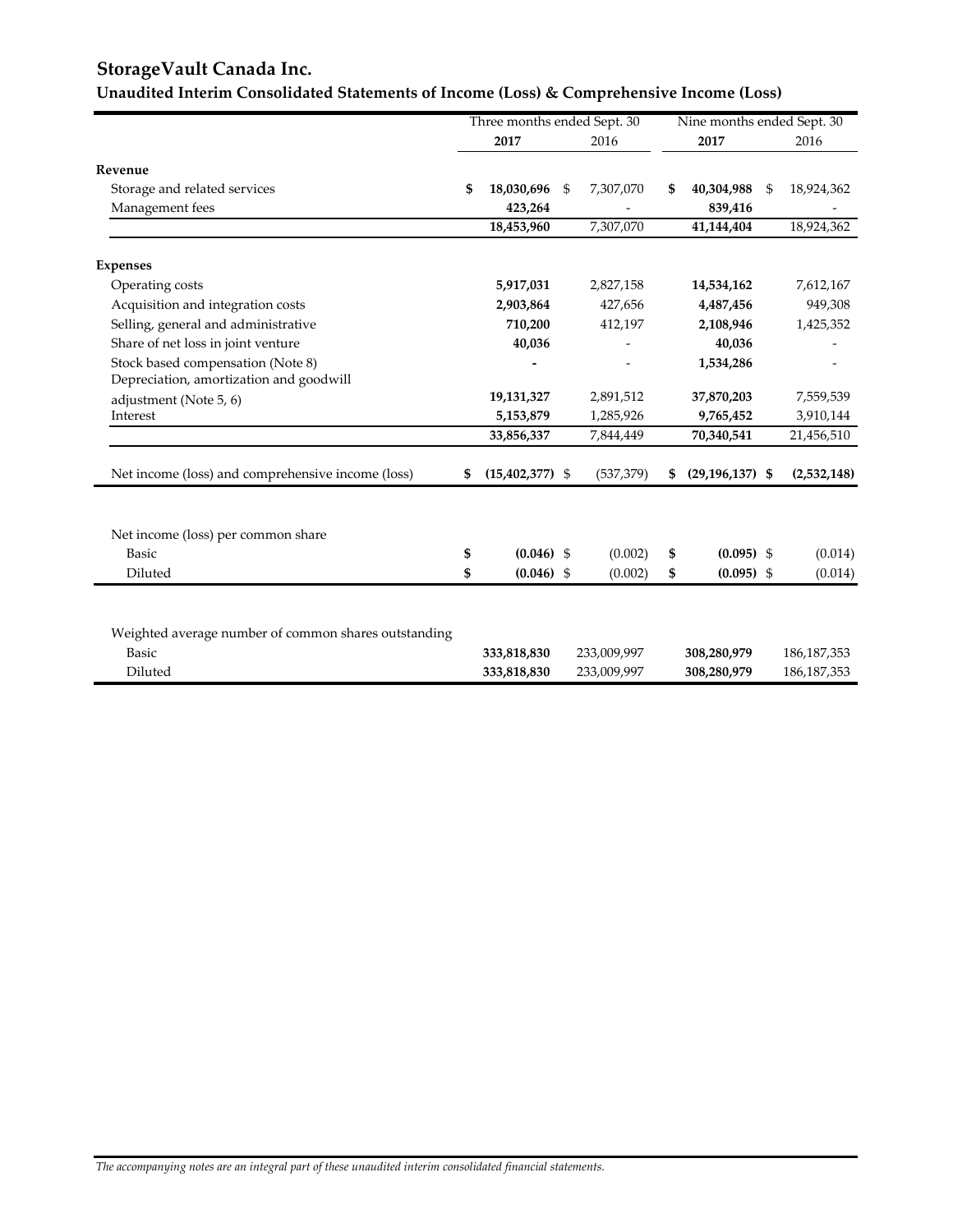# StorageVault Canada Inc.

## Unaudited Interim Consolidated Statements of Income (Loss) & Comprehensive Income (Loss)

| | Three months ended Sept. 30 | | Nine months ended Sept. 30 | |
|---|---|---|---|---|
| | **2017** | 2016 | **2017** | 2016 |
| **Revenue** | | | | |
| Storage and related services | **$ 18,030,696** | $ 7,307,070 | **$ 40,304,988** | $ 18,924,362 |
| Management fees | **423,264** | - | **839,416** | - |
| | **18,453,960** | 7,307,070 | **41,144,404** | 18,924,362 |
| **Expenses** | | | | |
| Operating costs | **5,917,031** | 2,827,158 | **14,534,162** | 7,612,167 |
| Acquisition and integration costs | **2,903,864** | 427,656 | **4,487,456** | 949,308 |
| Selling, general and administrative | **710,200** | 412,197 | **2,108,946** | 1,425,352 |
| Share of net loss in joint venture | **40,036** | - | **40,036** | - |
| Stock based compensation (Note 8) | **-** | - | **1,534,286** | - |
| Depreciation, amortization and goodwill adjustment (Note 5, 6) | **19,131,327** | 2,891,512 | **37,870,203** | 7,559,539 |
| Interest | **5,153,879** | 1,285,926 | **9,765,452** | 3,910,144 |
| | **33,856,337** | 7,844,449 | **70,340,541** | 21,456,510 |
| Net income (loss) and comprehensive income (loss) | **$ (15,402,377)** | $ (537,379) | **$ (29,196,137)** | **$ (2,532,148)** |
| Net income (loss) per common share | | | | |
| Basic | **$ (0.046)** | $ (0.002) | **$ (0.095)** | $ (0.014) |
| Diluted | **$ (0.046)** | $ (0.002) | **$ (0.095)** | $ (0.014) |
| Weighted average number of common shares outstanding | | | | |
| Basic | **333,818,830** | 233,009,997 | **308,280,979** | 186,187,353 |
| Diluted | **333,818,830** | 233,009,997 | **308,280,979** | 186,187,353 |

*The accompanying notes are an integral part of these unaudited interim consolidated financial statements.*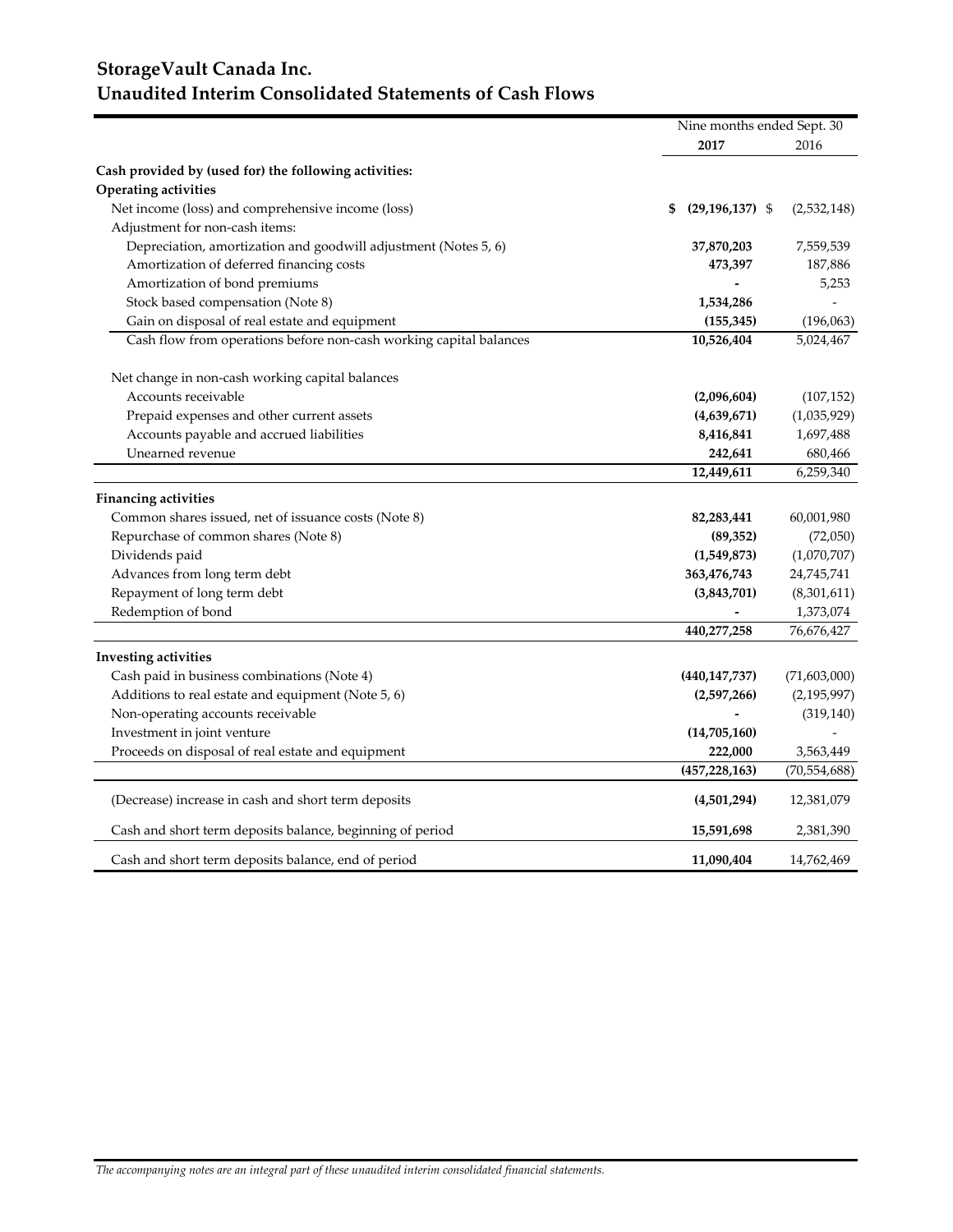# StorageVault Canada Inc.
# Unaudited Interim Consolidated Statements of Cash Flows

| | Nine months ended Sept. 30 | |
|---|---|---|
| | **2017** | 2016 |
| **Cash provided by (used for) the following activities:** | | |
| **Operating activities** | | |
| Net income (loss) and comprehensive income (loss) | **$ (29,196,137)** | $ (2,532,148) |
| Adjustment for non-cash items: | | |
| Depreciation, amortization and goodwill adjustment (Notes 5, 6) | **37,870,203** | 7,559,539 |
| Amortization of deferred financing costs | **473,397** | 187,886 |
| Amortization of bond premiums | **-** | 5,253 |
| Stock based compensation (Note 8) | **1,534,286** | - |
| Gain on disposal of real estate and equipment | **(155,345)** | (196,063) |
| Cash flow from operations before non-cash working capital balances | **10,526,404** | 5,024,467 |
| Net change in non-cash working capital balances | | |
| Accounts receivable | **(2,096,604)** | (107,152) |
| Prepaid expenses and other current assets | **(4,639,671)** | (1,035,929) |
| Accounts payable and accrued liabilities | **8,416,841** | 1,697,488 |
| Unearned revenue | **242,641** | 680,466 |
| | **12,449,611** | 6,259,340 |
| **Financing activities** | | |
| Common shares issued, net of issuance costs (Note 8) | **82,283,441** | 60,001,980 |
| Repurchase of common shares (Note 8) | **(89,352)** | (72,050) |
| Dividends paid | **(1,549,873)** | (1,070,707) |
| Advances from long term debt | **363,476,743** | 24,745,741 |
| Repayment of long term debt | **(3,843,701)** | (8,301,611) |
| Redemption of bond | **-** | 1,373,074 |
| | **440,277,258** | 76,676,427 |
| **Investing activities** | | |
| Cash paid in business combinations (Note 4) | **(440,147,737)** | (71,603,000) |
| Additions to real estate and equipment (Note 5, 6) | **(2,597,266)** | (2,195,997) |
| Non-operating accounts receivable | **-** | (319,140) |
| Investment in joint venture | **(14,705,160)** | - |
| Proceeds on disposal of real estate and equipment | **222,000** | 3,563,449 |
| | **(457,228,163)** | (70,554,688) |
| (Decrease) increase in cash and short term deposits | **(4,501,294)** | 12,381,079 |
| Cash and short term deposits balance, beginning of period | **15,591,698** | 2,381,390 |
| Cash and short term deposits balance, end of period | **11,090,404** | 14,762,469 |

*The accompanying notes are an integral part of these unaudited interim consolidated financial statements.*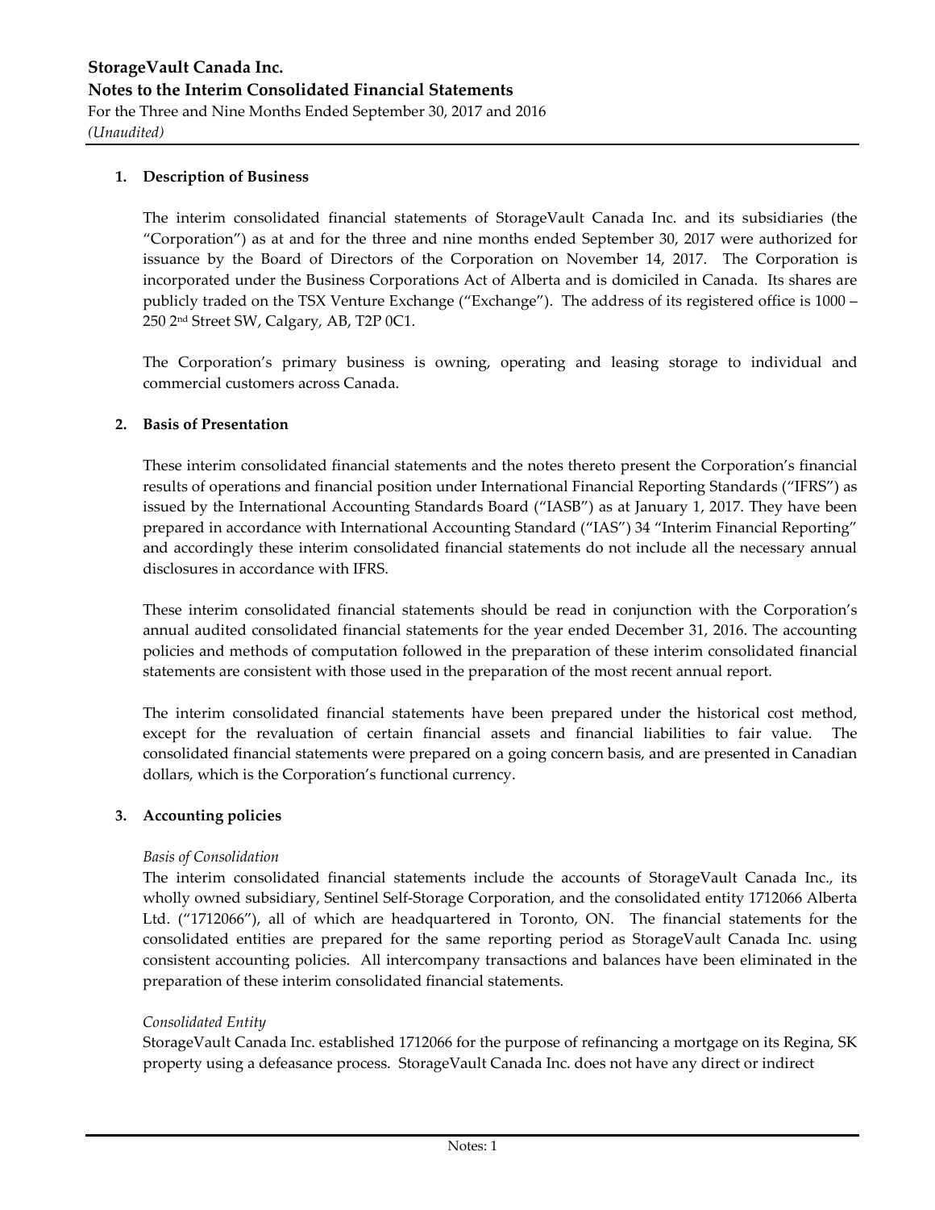## 1. Description of Business

The interim consolidated financial statements of StorageVault Canada Inc. and its subsidiaries (the "Corporation") as at and for the three and nine months ended September 30, 2017 were authorized for issuance by the Board of Directors of the Corporation on November 14, 2017. The Corporation is incorporated under the Business Corporations Act of Alberta and is domiciled in Canada. Its shares are publicly traded on the TSX Venture Exchange ("Exchange"). The address of its registered office is 1000 – 250 2nd Street SW, Calgary, AB, T2P 0C1.

The Corporation's primary business is owning, operating and leasing storage to individual and commercial customers across Canada.

## 2. Basis of Presentation

These interim consolidated financial statements and the notes thereto present the Corporation's financial results of operations and financial position under International Financial Reporting Standards ("IFRS") as issued by the International Accounting Standards Board ("IASB") as at January 1, 2017. They have been prepared in accordance with International Accounting Standard ("IAS") 34 "Interim Financial Reporting" and accordingly these interim consolidated financial statements do not include all the necessary annual disclosures in accordance with IFRS.

These interim consolidated financial statements should be read in conjunction with the Corporation's annual audited consolidated financial statements for the year ended December 31, 2016. The accounting policies and methods of computation followed in the preparation of these interim consolidated financial statements are consistent with those used in the preparation of the most recent annual report.

The interim consolidated financial statements have been prepared under the historical cost method, except for the revaluation of certain financial assets and financial liabilities to fair value. The consolidated financial statements were prepared on a going concern basis, and are presented in Canadian dollars, which is the Corporation's functional currency.

## 3. Accounting policies

*Basis of Consolidation*

The interim consolidated financial statements include the accounts of StorageVault Canada Inc., its wholly owned subsidiary, Sentinel Self-Storage Corporation, and the consolidated entity 1712066 Alberta Ltd. ("1712066"), all of which are headquartered in Toronto, ON. The financial statements for the consolidated entities are prepared for the same reporting period as StorageVault Canada Inc. using consistent accounting policies. All intercompany transactions and balances have been eliminated in the preparation of these interim consolidated financial statements.

*Consolidated Entity*

StorageVault Canada Inc. established 1712066 for the purpose of refinancing a mortgage on its Regina, SK property using a defeasance process. StorageVault Canada Inc. does not have any direct or indirect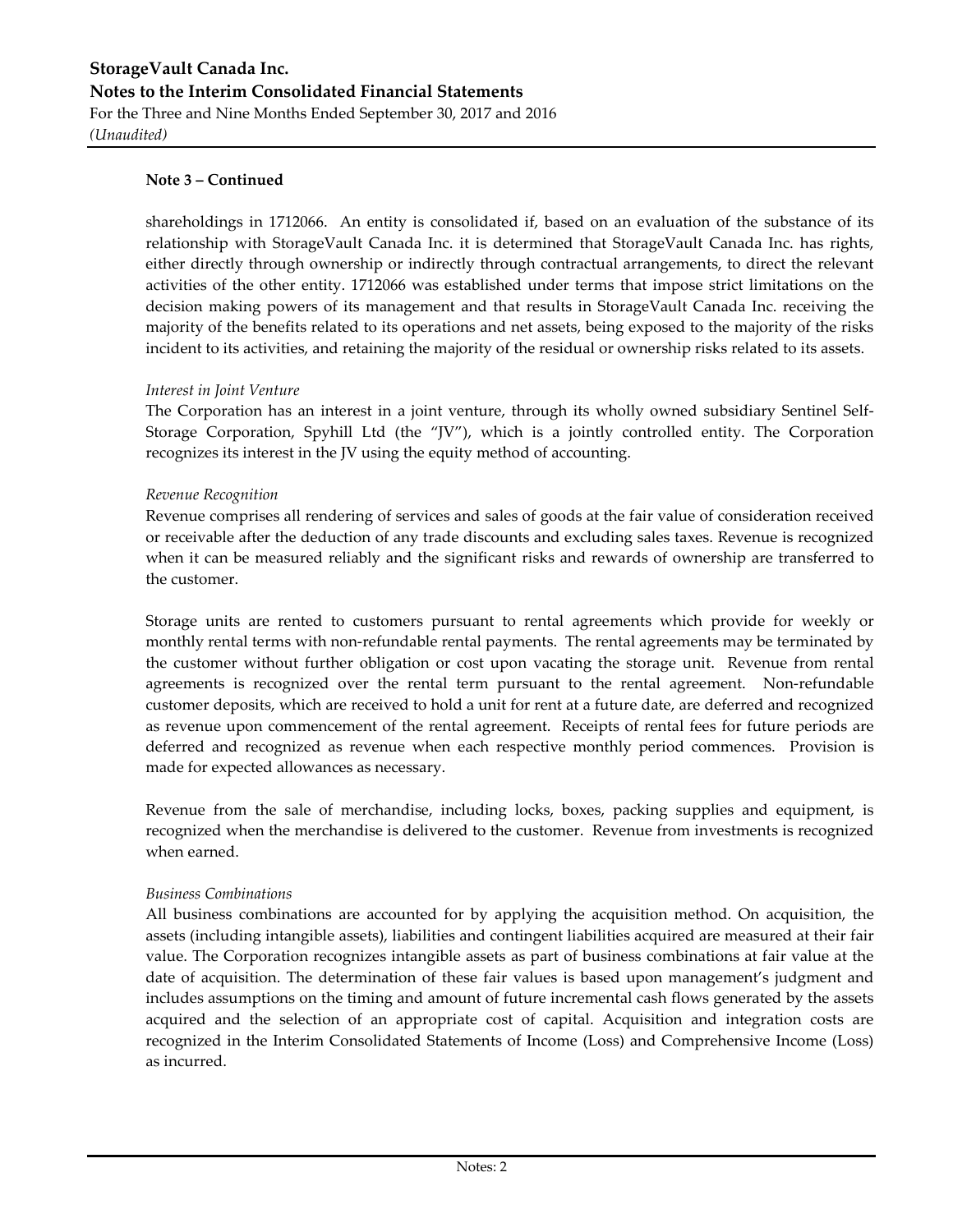**Note 3 – Continued**

shareholdings in 1712066. An entity is consolidated if, based on an evaluation of the substance of its relationship with StorageVault Canada Inc. it is determined that StorageVault Canada Inc. has rights, either directly through ownership or indirectly through contractual arrangements, to direct the relevant activities of the other entity. 1712066 was established under terms that impose strict limitations on the decision making powers of its management and that results in StorageVault Canada Inc. receiving the majority of the benefits related to its operations and net assets, being exposed to the majority of the risks incident to its activities, and retaining the majority of the residual or ownership risks related to its assets.

*Interest in Joint Venture*

The Corporation has an interest in a joint venture, through its wholly owned subsidiary Sentinel Self-Storage Corporation, Spyhill Ltd (the "JV"), which is a jointly controlled entity. The Corporation recognizes its interest in the JV using the equity method of accounting.

*Revenue Recognition*

Revenue comprises all rendering of services and sales of goods at the fair value of consideration received or receivable after the deduction of any trade discounts and excluding sales taxes. Revenue is recognized when it can be measured reliably and the significant risks and rewards of ownership are transferred to the customer.

Storage units are rented to customers pursuant to rental agreements which provide for weekly or monthly rental terms with non-refundable rental payments. The rental agreements may be terminated by the customer without further obligation or cost upon vacating the storage unit. Revenue from rental agreements is recognized over the rental term pursuant to the rental agreement. Non-refundable customer deposits, which are received to hold a unit for rent at a future date, are deferred and recognized as revenue upon commencement of the rental agreement. Receipts of rental fees for future periods are deferred and recognized as revenue when each respective monthly period commences. Provision is made for expected allowances as necessary.

Revenue from the sale of merchandise, including locks, boxes, packing supplies and equipment, is recognized when the merchandise is delivered to the customer. Revenue from investments is recognized when earned.

*Business Combinations*

All business combinations are accounted for by applying the acquisition method. On acquisition, the assets (including intangible assets), liabilities and contingent liabilities acquired are measured at their fair value. The Corporation recognizes intangible assets as part of business combinations at fair value at the date of acquisition. The determination of these fair values is based upon management's judgment and includes assumptions on the timing and amount of future incremental cash flows generated by the assets acquired and the selection of an appropriate cost of capital. Acquisition and integration costs are recognized in the Interim Consolidated Statements of Income (Loss) and Comprehensive Income (Loss) as incurred.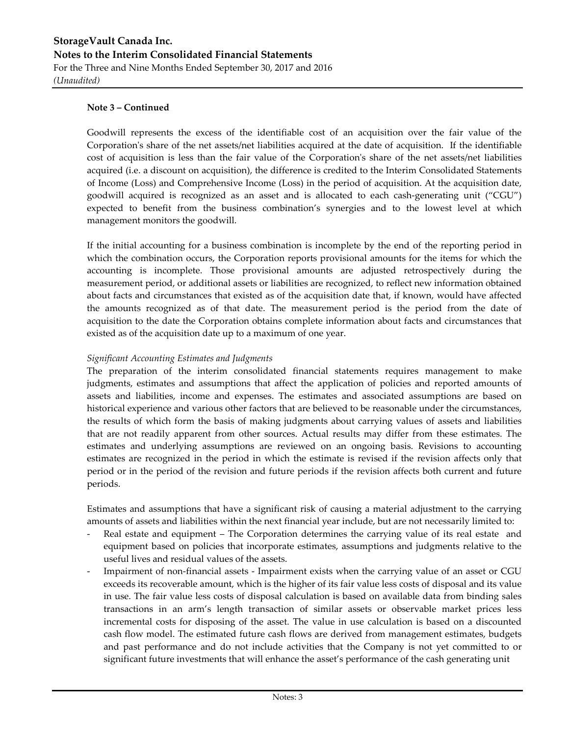**Note 3 – Continued**

Goodwill represents the excess of the identifiable cost of an acquisition over the fair value of the Corporation's share of the net assets/net liabilities acquired at the date of acquisition. If the identifiable cost of acquisition is less than the fair value of the Corporation's share of the net assets/net liabilities acquired (i.e. a discount on acquisition), the difference is credited to the Interim Consolidated Statements of Income (Loss) and Comprehensive Income (Loss) in the period of acquisition. At the acquisition date, goodwill acquired is recognized as an asset and is allocated to each cash-generating unit ("CGU") expected to benefit from the business combination's synergies and to the lowest level at which management monitors the goodwill.

If the initial accounting for a business combination is incomplete by the end of the reporting period in which the combination occurs, the Corporation reports provisional amounts for the items for which the accounting is incomplete. Those provisional amounts are adjusted retrospectively during the measurement period, or additional assets or liabilities are recognized, to reflect new information obtained about facts and circumstances that existed as of the acquisition date that, if known, would have affected the amounts recognized as of that date. The measurement period is the period from the date of acquisition to the date the Corporation obtains complete information about facts and circumstances that existed as of the acquisition date up to a maximum of one year.

*Significant Accounting Estimates and Judgments*

The preparation of the interim consolidated financial statements requires management to make judgments, estimates and assumptions that affect the application of policies and reported amounts of assets and liabilities, income and expenses. The estimates and associated assumptions are based on historical experience and various other factors that are believed to be reasonable under the circumstances, the results of which form the basis of making judgments about carrying values of assets and liabilities that are not readily apparent from other sources. Actual results may differ from these estimates. The estimates and underlying assumptions are reviewed on an ongoing basis. Revisions to accounting estimates are recognized in the period in which the estimate is revised if the revision affects only that period or in the period of the revision and future periods if the revision affects both current and future periods.

Estimates and assumptions that have a significant risk of causing a material adjustment to the carrying amounts of assets and liabilities within the next financial year include, but are not necessarily limited to:

- Real estate and equipment – The Corporation determines the carrying value of its real estate and equipment based on policies that incorporate estimates, assumptions and judgments relative to the useful lives and residual values of the assets.
- Impairment of non-financial assets - Impairment exists when the carrying value of an asset or CGU exceeds its recoverable amount, which is the higher of its fair value less costs of disposal and its value in use. The fair value less costs of disposal calculation is based on available data from binding sales transactions in an arm's length transaction of similar assets or observable market prices less incremental costs for disposing of the asset. The value in use calculation is based on a discounted cash flow model. The estimated future cash flows are derived from management estimates, budgets and past performance and do not include activities that the Company is not yet committed to or significant future investments that will enhance the asset's performance of the cash generating unit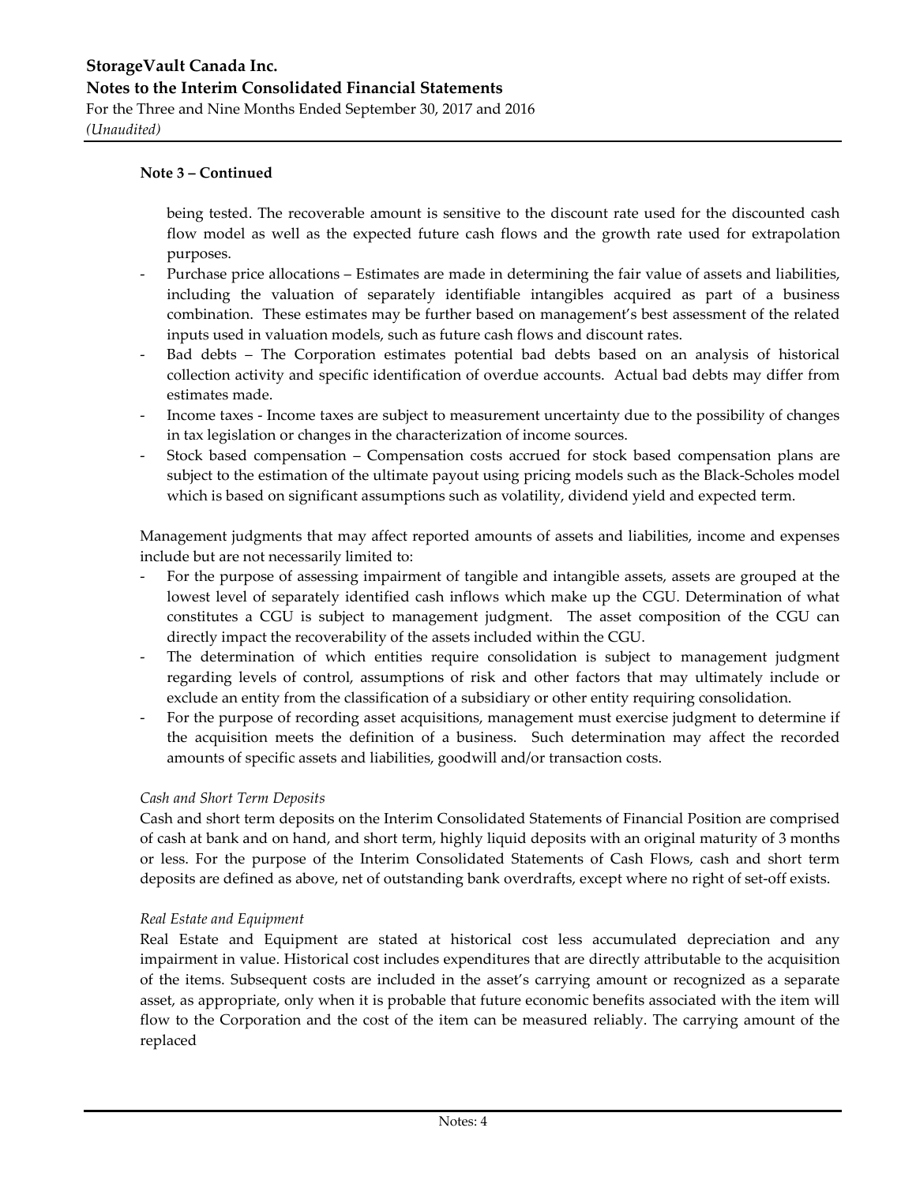**Note 3 – Continued**

being tested. The recoverable amount is sensitive to the discount rate used for the discounted cash flow model as well as the expected future cash flows and the growth rate used for extrapolation purposes.

- Purchase price allocations – Estimates are made in determining the fair value of assets and liabilities, including the valuation of separately identifiable intangibles acquired as part of a business combination. These estimates may be further based on management's best assessment of the related inputs used in valuation models, such as future cash flows and discount rates.
- Bad debts – The Corporation estimates potential bad debts based on an analysis of historical collection activity and specific identification of overdue accounts. Actual bad debts may differ from estimates made.
- Income taxes - Income taxes are subject to measurement uncertainty due to the possibility of changes in tax legislation or changes in the characterization of income sources.
- Stock based compensation – Compensation costs accrued for stock based compensation plans are subject to the estimation of the ultimate payout using pricing models such as the Black-Scholes model which is based on significant assumptions such as volatility, dividend yield and expected term.

Management judgments that may affect reported amounts of assets and liabilities, income and expenses include but are not necessarily limited to:

- For the purpose of assessing impairment of tangible and intangible assets, assets are grouped at the lowest level of separately identified cash inflows which make up the CGU. Determination of what constitutes a CGU is subject to management judgment. The asset composition of the CGU can directly impact the recoverability of the assets included within the CGU.
- The determination of which entities require consolidation is subject to management judgment regarding levels of control, assumptions of risk and other factors that may ultimately include or exclude an entity from the classification of a subsidiary or other entity requiring consolidation.
- For the purpose of recording asset acquisitions, management must exercise judgment to determine if the acquisition meets the definition of a business. Such determination may affect the recorded amounts of specific assets and liabilities, goodwill and/or transaction costs.

*Cash and Short Term Deposits*

Cash and short term deposits on the Interim Consolidated Statements of Financial Position are comprised of cash at bank and on hand, and short term, highly liquid deposits with an original maturity of 3 months or less. For the purpose of the Interim Consolidated Statements of Cash Flows, cash and short term deposits are defined as above, net of outstanding bank overdrafts, except where no right of set-off exists.

*Real Estate and Equipment*

Real Estate and Equipment are stated at historical cost less accumulated depreciation and any impairment in value. Historical cost includes expenditures that are directly attributable to the acquisition of the items. Subsequent costs are included in the asset's carrying amount or recognized as a separate asset, as appropriate, only when it is probable that future economic benefits associated with the item will flow to the Corporation and the cost of the item can be measured reliably. The carrying amount of the replaced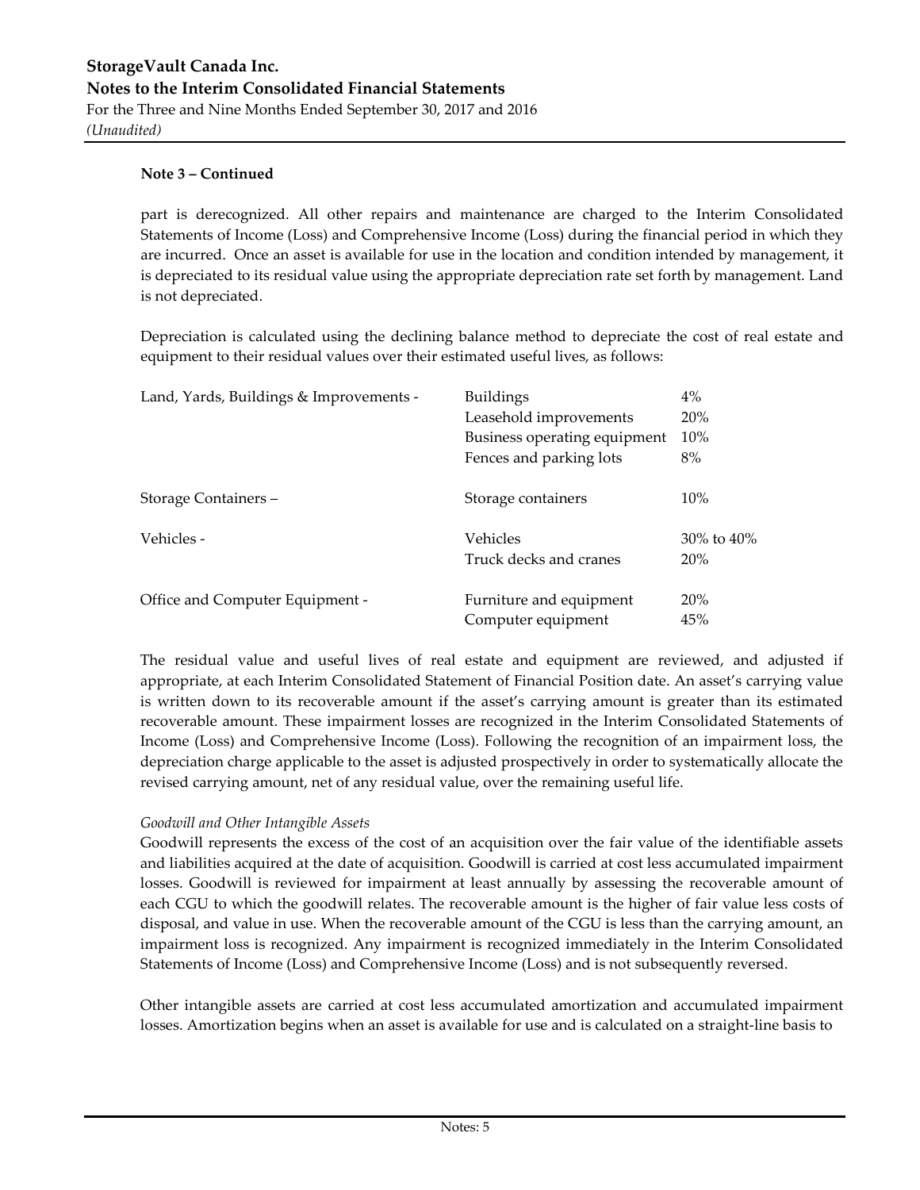**Note 3 – Continued**

part is derecognized. All other repairs and maintenance are charged to the Interim Consolidated Statements of Income (Loss) and Comprehensive Income (Loss) during the financial period in which they are incurred. Once an asset is available for use in the location and condition intended by management, it is depreciated to its residual value using the appropriate depreciation rate set forth by management. Land is not depreciated.

Depreciation is calculated using the declining balance method to depreciate the cost of real estate and equipment to their residual values over their estimated useful lives, as follows:

| | | |
|---|---|---|
| Land, Yards, Buildings & Improvements - | Buildings | 4% |
| | Leasehold improvements | 20% |
| | Business operating equipment | 10% |
| | Fences and parking lots | 8% |
| Storage Containers – | Storage containers | 10% |
| Vehicles - | Vehicles | 30% to 40% |
| | Truck decks and cranes | 20% |
| Office and Computer Equipment - | Furniture and equipment | 20% |
| | Computer equipment | 45% |

The residual value and useful lives of real estate and equipment are reviewed, and adjusted if appropriate, at each Interim Consolidated Statement of Financial Position date. An asset's carrying value is written down to its recoverable amount if the asset's carrying amount is greater than its estimated recoverable amount. These impairment losses are recognized in the Interim Consolidated Statements of Income (Loss) and Comprehensive Income (Loss). Following the recognition of an impairment loss, the depreciation charge applicable to the asset is adjusted prospectively in order to systematically allocate the revised carrying amount, net of any residual value, over the remaining useful life.

*Goodwill and Other Intangible Assets*

Goodwill represents the excess of the cost of an acquisition over the fair value of the identifiable assets and liabilities acquired at the date of acquisition. Goodwill is carried at cost less accumulated impairment losses. Goodwill is reviewed for impairment at least annually by assessing the recoverable amount of each CGU to which the goodwill relates. The recoverable amount is the higher of fair value less costs of disposal, and value in use. When the recoverable amount of the CGU is less than the carrying amount, an impairment loss is recognized. Any impairment is recognized immediately in the Interim Consolidated Statements of Income (Loss) and Comprehensive Income (Loss) and is not subsequently reversed.

Other intangible assets are carried at cost less accumulated amortization and accumulated impairment losses. Amortization begins when an asset is available for use and is calculated on a straight-line basis to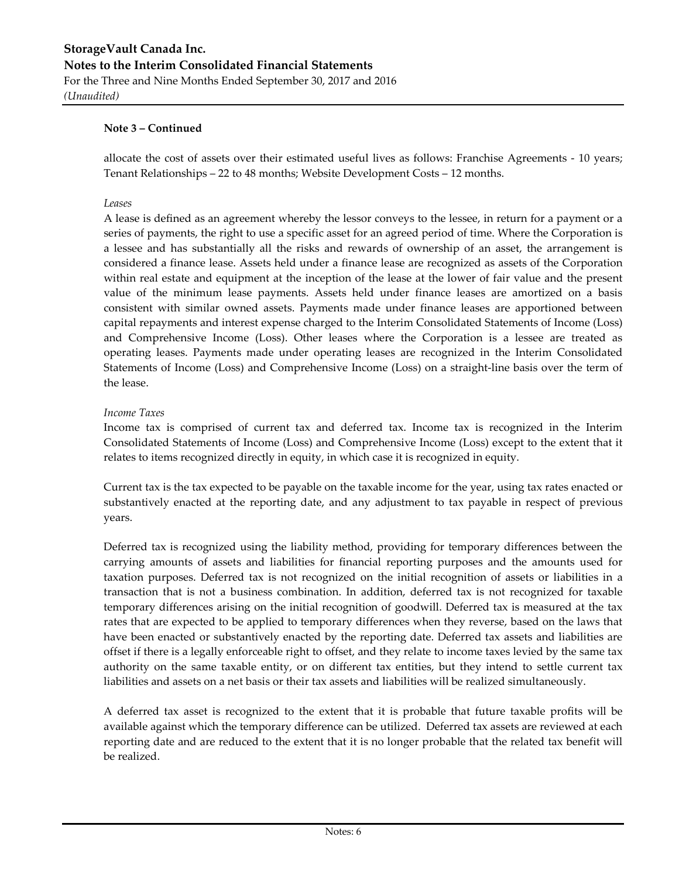**Note 3 – Continued**

allocate the cost of assets over their estimated useful lives as follows: Franchise Agreements - 10 years; Tenant Relationships – 22 to 48 months; Website Development Costs – 12 months.

*Leases*

A lease is defined as an agreement whereby the lessor conveys to the lessee, in return for a payment or a series of payments, the right to use a specific asset for an agreed period of time. Where the Corporation is a lessee and has substantially all the risks and rewards of ownership of an asset, the arrangement is considered a finance lease. Assets held under a finance lease are recognized as assets of the Corporation within real estate and equipment at the inception of the lease at the lower of fair value and the present value of the minimum lease payments. Assets held under finance leases are amortized on a basis consistent with similar owned assets. Payments made under finance leases are apportioned between capital repayments and interest expense charged to the Interim Consolidated Statements of Income (Loss) and Comprehensive Income (Loss). Other leases where the Corporation is a lessee are treated as operating leases. Payments made under operating leases are recognized in the Interim Consolidated Statements of Income (Loss) and Comprehensive Income (Loss) on a straight-line basis over the term of the lease.

*Income Taxes*

Income tax is comprised of current tax and deferred tax. Income tax is recognized in the Interim Consolidated Statements of Income (Loss) and Comprehensive Income (Loss) except to the extent that it relates to items recognized directly in equity, in which case it is recognized in equity.

Current tax is the tax expected to be payable on the taxable income for the year, using tax rates enacted or substantively enacted at the reporting date, and any adjustment to tax payable in respect of previous years.

Deferred tax is recognized using the liability method, providing for temporary differences between the carrying amounts of assets and liabilities for financial reporting purposes and the amounts used for taxation purposes. Deferred tax is not recognized on the initial recognition of assets or liabilities in a transaction that is not a business combination. In addition, deferred tax is not recognized for taxable temporary differences arising on the initial recognition of goodwill. Deferred tax is measured at the tax rates that are expected to be applied to temporary differences when they reverse, based on the laws that have been enacted or substantively enacted by the reporting date. Deferred tax assets and liabilities are offset if there is a legally enforceable right to offset, and they relate to income taxes levied by the same tax authority on the same taxable entity, or on different tax entities, but they intend to settle current tax liabilities and assets on a net basis or their tax assets and liabilities will be realized simultaneously.

A deferred tax asset is recognized to the extent that it is probable that future taxable profits will be available against which the temporary difference can be utilized. Deferred tax assets are reviewed at each reporting date and are reduced to the extent that it is no longer probable that the related tax benefit will be realized.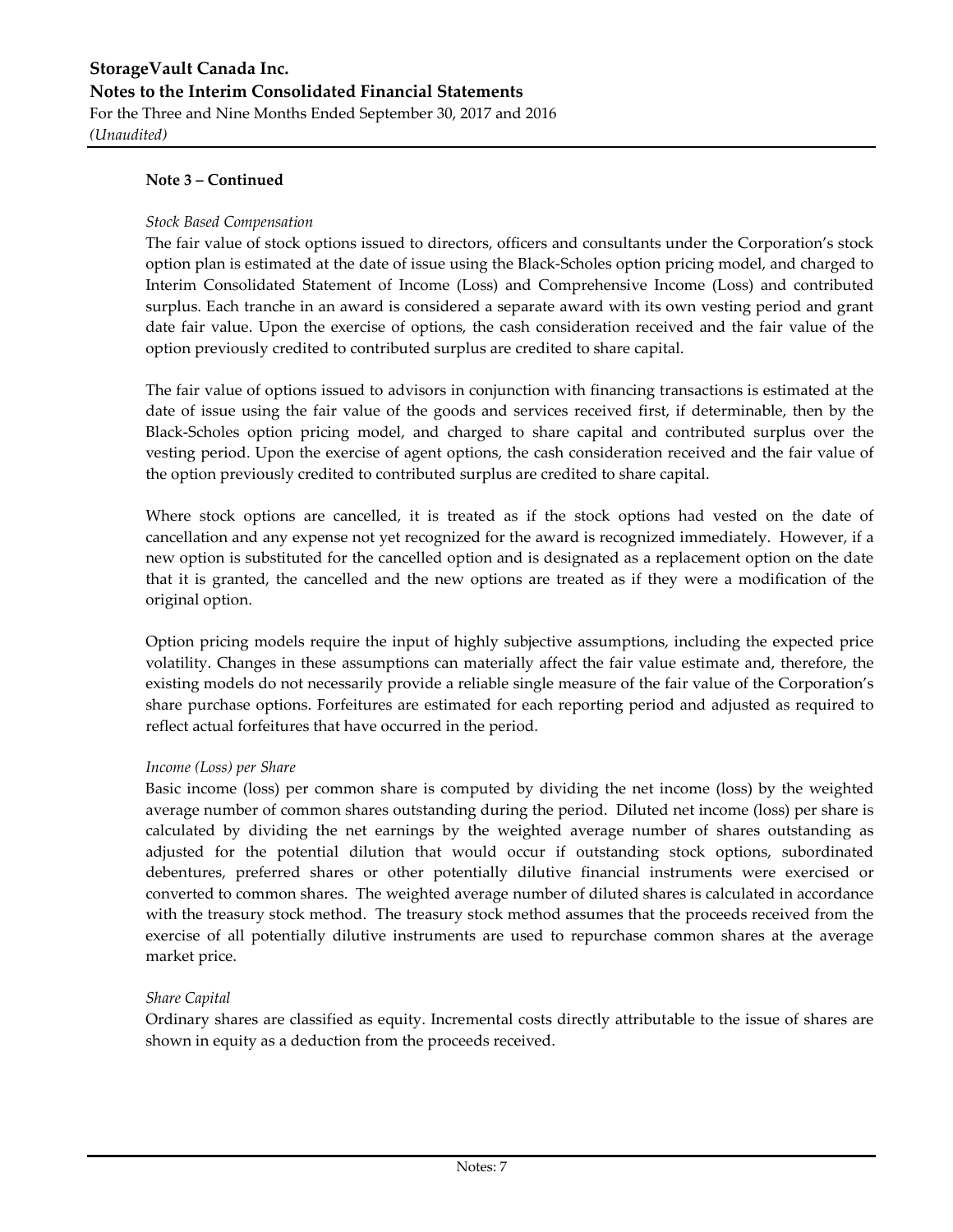**Note 3 – Continued**

*Stock Based Compensation*

The fair value of stock options issued to directors, officers and consultants under the Corporation's stock option plan is estimated at the date of issue using the Black-Scholes option pricing model, and charged to Interim Consolidated Statement of Income (Loss) and Comprehensive Income (Loss) and contributed surplus. Each tranche in an award is considered a separate award with its own vesting period and grant date fair value. Upon the exercise of options, the cash consideration received and the fair value of the option previously credited to contributed surplus are credited to share capital.

The fair value of options issued to advisors in conjunction with financing transactions is estimated at the date of issue using the fair value of the goods and services received first, if determinable, then by the Black-Scholes option pricing model, and charged to share capital and contributed surplus over the vesting period. Upon the exercise of agent options, the cash consideration received and the fair value of the option previously credited to contributed surplus are credited to share capital.

Where stock options are cancelled, it is treated as if the stock options had vested on the date of cancellation and any expense not yet recognized for the award is recognized immediately. However, if a new option is substituted for the cancelled option and is designated as a replacement option on the date that it is granted, the cancelled and the new options are treated as if they were a modification of the original option.

Option pricing models require the input of highly subjective assumptions, including the expected price volatility. Changes in these assumptions can materially affect the fair value estimate and, therefore, the existing models do not necessarily provide a reliable single measure of the fair value of the Corporation's share purchase options. Forfeitures are estimated for each reporting period and adjusted as required to reflect actual forfeitures that have occurred in the period.

*Income (Loss) per Share*

Basic income (loss) per common share is computed by dividing the net income (loss) by the weighted average number of common shares outstanding during the period. Diluted net income (loss) per share is calculated by dividing the net earnings by the weighted average number of shares outstanding as adjusted for the potential dilution that would occur if outstanding stock options, subordinated debentures, preferred shares or other potentially dilutive financial instruments were exercised or converted to common shares. The weighted average number of diluted shares is calculated in accordance with the treasury stock method. The treasury stock method assumes that the proceeds received from the exercise of all potentially dilutive instruments are used to repurchase common shares at the average market price.

*Share Capital*

Ordinary shares are classified as equity. Incremental costs directly attributable to the issue of shares are shown in equity as a deduction from the proceeds received.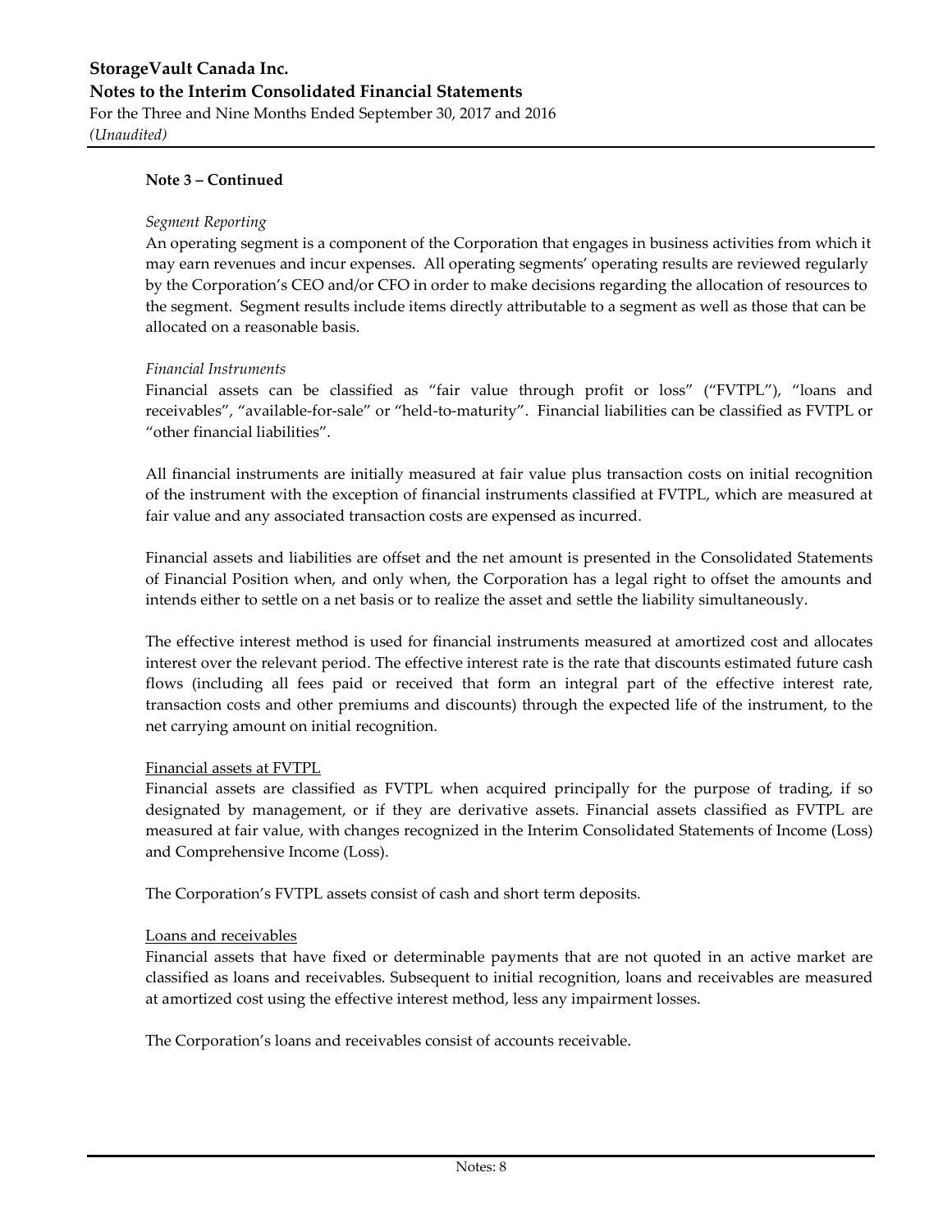**Note 3 – Continued**

*Segment Reporting*

An operating segment is a component of the Corporation that engages in business activities from which it may earn revenues and incur expenses. All operating segments' operating results are reviewed regularly by the Corporation's CEO and/or CFO in order to make decisions regarding the allocation of resources to the segment. Segment results include items directly attributable to a segment as well as those that can be allocated on a reasonable basis.

*Financial Instruments*

Financial assets can be classified as "fair value through profit or loss" ("FVTPL"), "loans and receivables", "available-for-sale" or "held-to-maturity". Financial liabilities can be classified as FVTPL or "other financial liabilities".

All financial instruments are initially measured at fair value plus transaction costs on initial recognition of the instrument with the exception of financial instruments classified at FVTPL, which are measured at fair value and any associated transaction costs are expensed as incurred.

Financial assets and liabilities are offset and the net amount is presented in the Consolidated Statements of Financial Position when, and only when, the Corporation has a legal right to offset the amounts and intends either to settle on a net basis or to realize the asset and settle the liability simultaneously.

The effective interest method is used for financial instruments measured at amortized cost and allocates interest over the relevant period. The effective interest rate is the rate that discounts estimated future cash flows (including all fees paid or received that form an integral part of the effective interest rate, transaction costs and other premiums and discounts) through the expected life of the instrument, to the net carrying amount on initial recognition.

Financial assets at FVTPL

Financial assets are classified as FVTPL when acquired principally for the purpose of trading, if so designated by management, or if they are derivative assets. Financial assets classified as FVTPL are measured at fair value, with changes recognized in the Interim Consolidated Statements of Income (Loss) and Comprehensive Income (Loss).

The Corporation's FVTPL assets consist of cash and short term deposits.

Loans and receivables

Financial assets that have fixed or determinable payments that are not quoted in an active market are classified as loans and receivables. Subsequent to initial recognition, loans and receivables are measured at amortized cost using the effective interest method, less any impairment losses.

The Corporation's loans and receivables consist of accounts receivable.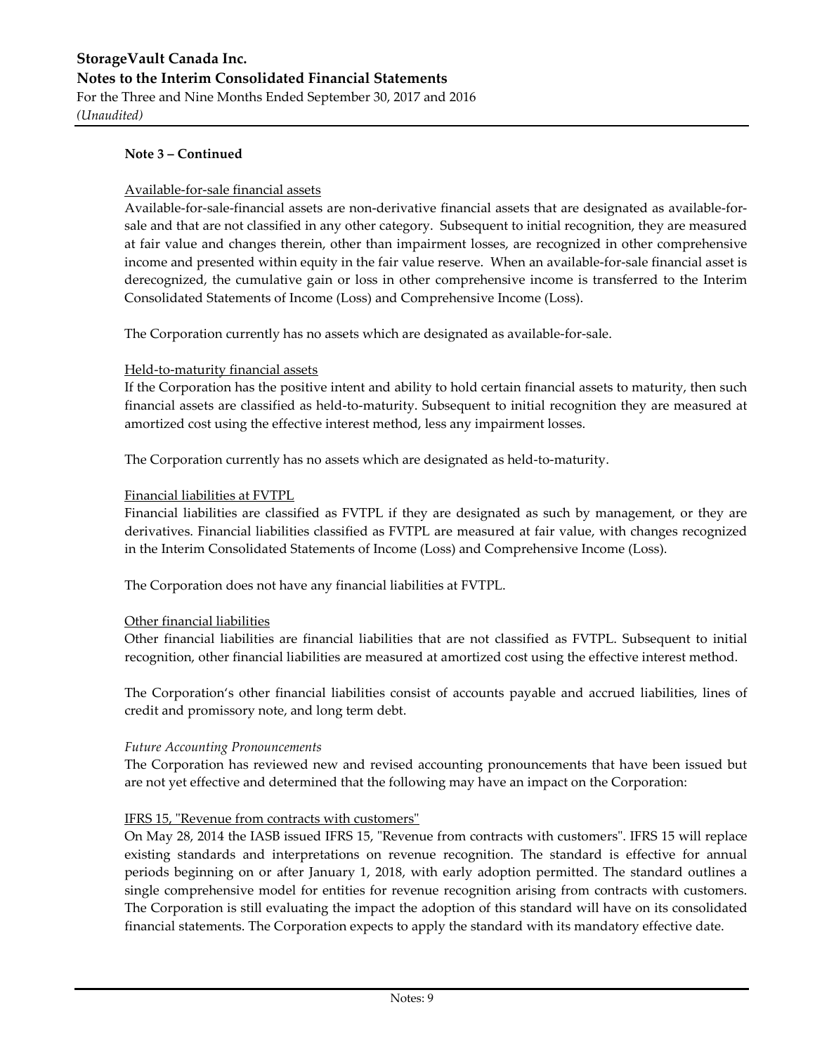**Note 3 – Continued**

Available-for-sale financial assets

Available-for-sale-financial assets are non-derivative financial assets that are designated as available-for-sale and that are not classified in any other category. Subsequent to initial recognition, they are measured at fair value and changes therein, other than impairment losses, are recognized in other comprehensive income and presented within equity in the fair value reserve. When an available-for-sale financial asset is derecognized, the cumulative gain or loss in other comprehensive income is transferred to the Interim Consolidated Statements of Income (Loss) and Comprehensive Income (Loss).

The Corporation currently has no assets which are designated as available-for-sale.

Held-to-maturity financial assets

If the Corporation has the positive intent and ability to hold certain financial assets to maturity, then such financial assets are classified as held-to-maturity. Subsequent to initial recognition they are measured at amortized cost using the effective interest method, less any impairment losses.

The Corporation currently has no assets which are designated as held-to-maturity.

Financial liabilities at FVTPL

Financial liabilities are classified as FVTPL if they are designated as such by management, or they are derivatives. Financial liabilities classified as FVTPL are measured at fair value, with changes recognized in the Interim Consolidated Statements of Income (Loss) and Comprehensive Income (Loss).

The Corporation does not have any financial liabilities at FVTPL.

Other financial liabilities

Other financial liabilities are financial liabilities that are not classified as FVTPL. Subsequent to initial recognition, other financial liabilities are measured at amortized cost using the effective interest method.

The Corporation's other financial liabilities consist of accounts payable and accrued liabilities, lines of credit and promissory note, and long term debt.

*Future Accounting Pronouncements*

The Corporation has reviewed new and revised accounting pronouncements that have been issued but are not yet effective and determined that the following may have an impact on the Corporation:

IFRS 15, "Revenue from contracts with customers"

On May 28, 2014 the IASB issued IFRS 15, "Revenue from contracts with customers". IFRS 15 will replace existing standards and interpretations on revenue recognition. The standard is effective for annual periods beginning on or after January 1, 2018, with early adoption permitted. The standard outlines a single comprehensive model for entities for revenue recognition arising from contracts with customers. The Corporation is still evaluating the impact the adoption of this standard will have on its consolidated financial statements. The Corporation expects to apply the standard with its mandatory effective date.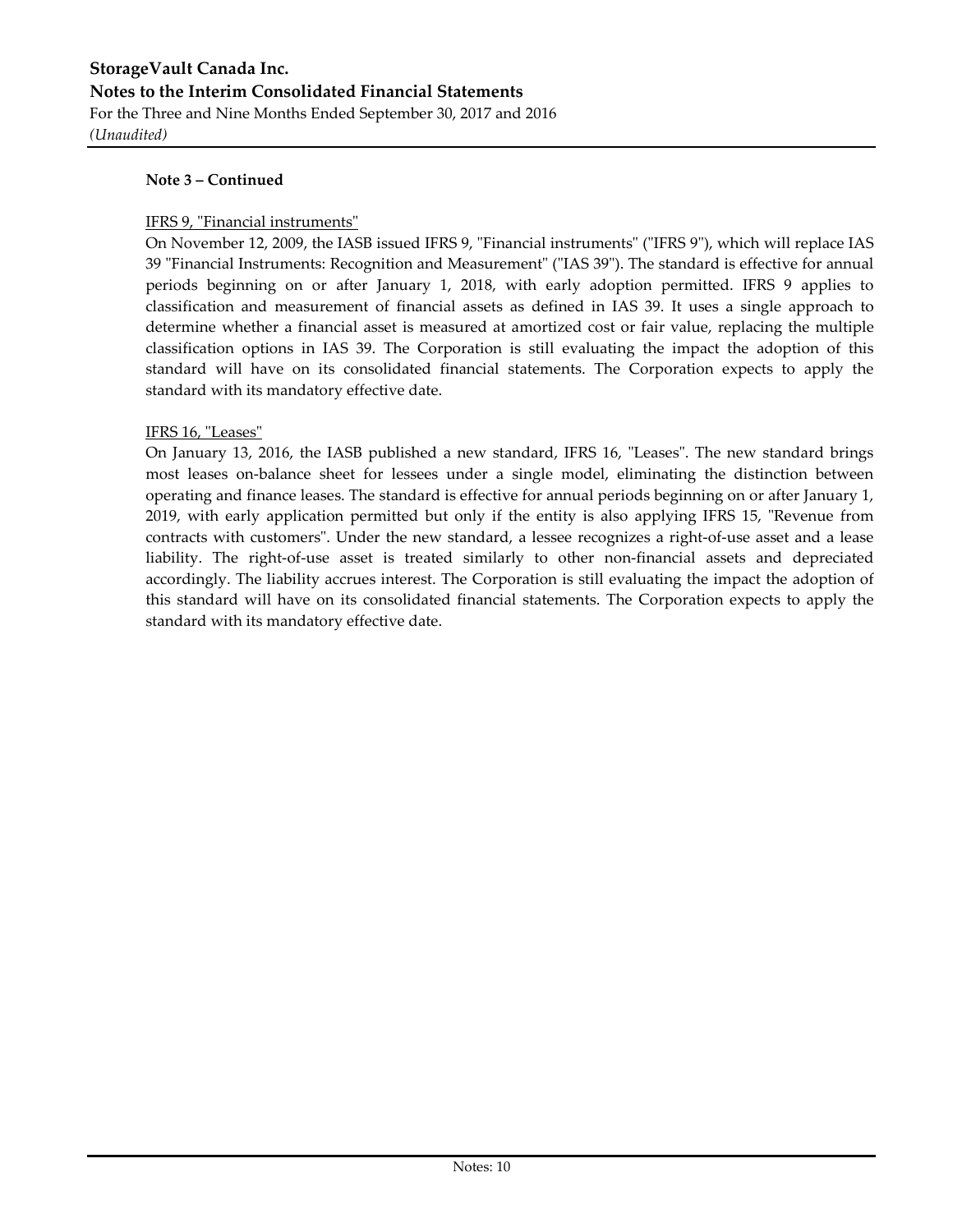**Note 3 – Continued**

IFRS 9, "Financial instruments"

On November 12, 2009, the IASB issued IFRS 9, "Financial instruments" ("IFRS 9"), which will replace IAS 39 "Financial Instruments: Recognition and Measurement" ("IAS 39"). The standard is effective for annual periods beginning on or after January 1, 2018, with early adoption permitted. IFRS 9 applies to classification and measurement of financial assets as defined in IAS 39. It uses a single approach to determine whether a financial asset is measured at amortized cost or fair value, replacing the multiple classification options in IAS 39. The Corporation is still evaluating the impact the adoption of this standard will have on its consolidated financial statements. The Corporation expects to apply the standard with its mandatory effective date.

IFRS 16, "Leases"

On January 13, 2016, the IASB published a new standard, IFRS 16, "Leases". The new standard brings most leases on-balance sheet for lessees under a single model, eliminating the distinction between operating and finance leases. The standard is effective for annual periods beginning on or after January 1, 2019, with early application permitted but only if the entity is also applying IFRS 15, "Revenue from contracts with customers". Under the new standard, a lessee recognizes a right-of-use asset and a lease liability. The right-of-use asset is treated similarly to other non-financial assets and depreciated accordingly. The liability accrues interest. The Corporation is still evaluating the impact the adoption of this standard will have on its consolidated financial statements. The Corporation expects to apply the standard with its mandatory effective date.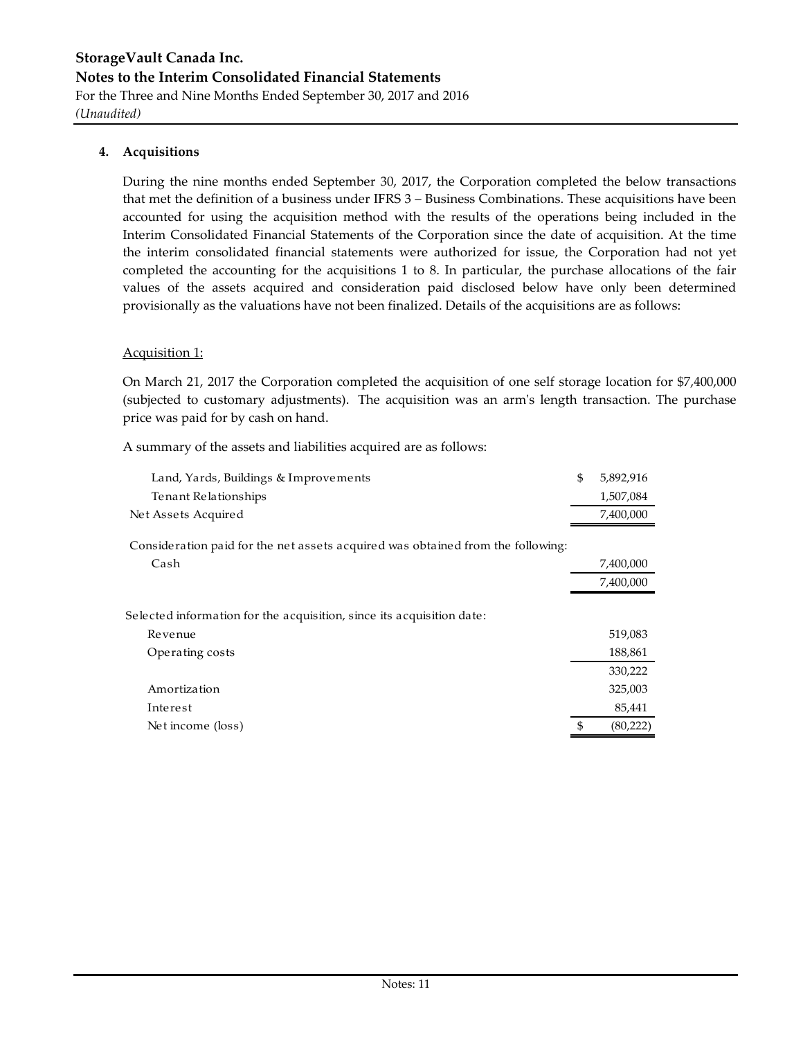## 4. Acquisitions

During the nine months ended September 30, 2017, the Corporation completed the below transactions that met the definition of a business under IFRS 3 – Business Combinations. These acquisitions have been accounted for using the acquisition method with the results of the operations being included in the Interim Consolidated Financial Statements of the Corporation since the date of acquisition. At the time the interim consolidated financial statements were authorized for issue, the Corporation had not yet completed the accounting for the acquisitions 1 to 8. In particular, the purchase allocations of the fair values of the assets acquired and consideration paid disclosed below have only been determined provisionally as the valuations have not been finalized. Details of the acquisitions are as follows:

Acquisition 1:

On March 21, 2017 the Corporation completed the acquisition of one self storage location for $7,400,000 (subjected to customary adjustments). The acquisition was an arm's length transaction. The purchase price was paid for by cash on hand.

A summary of the assets and liabilities acquired are as follows:

| | |
|---|---|
| Land, Yards, Buildings & Improvements | $ 5,892,916 |
| Tenant Relationships | 1,507,084 |
| Net Assets Acquired | 7,400,000 |
| Consideration paid for the net assets acquired was obtained from the following: | |
| Cash | 7,400,000 |
| | 7,400,000 |
| Selected information for the acquisition, since its acquisition date: | |
| Revenue | 519,083 |
| Operating costs | 188,861 |
| | 330,222 |
| Amortization | 325,003 |
| Interest | 85,441 |
| Net income (loss) | $ (80,222) |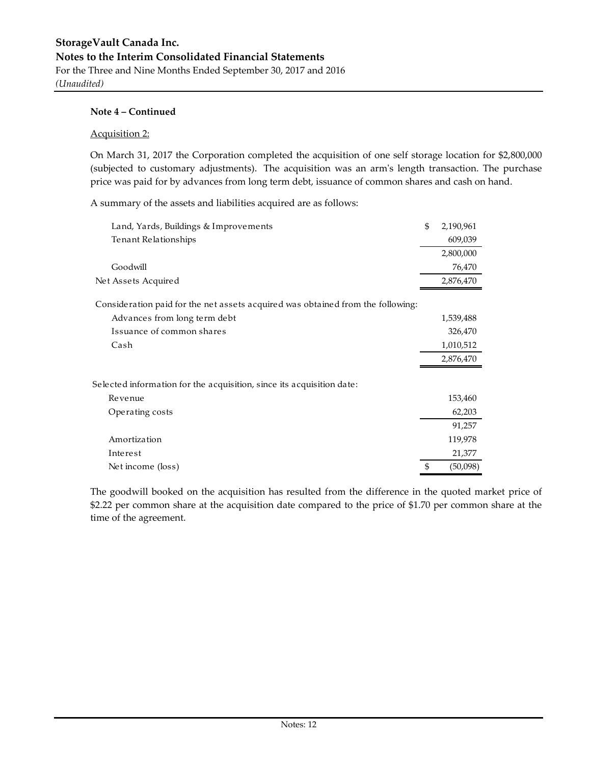**Note 4 – Continued**

Acquisition 2:

On March 31, 2017 the Corporation completed the acquisition of one self storage location for $2,800,000 (subjected to customary adjustments). The acquisition was an arm's length transaction. The purchase price was paid for by advances from long term debt, issuance of common shares and cash on hand.

A summary of the assets and liabilities acquired are as follows:

| | |
|---|---|
| Land, Yards, Buildings & Improvements | $ 2,190,961 |
| Tenant Relationships | 609,039 |
| | 2,800,000 |
| Goodwill | 76,470 |
| Net Assets Acquired | 2,876,470 |

| Consideration paid for the net assets acquired was obtained from the following: | |
|---|---|
| Advances from long term debt | 1,539,488 |
| Issuance of common shares | 326,470 |
| Cash | 1,010,512 |
| | 2,876,470 |

| Selected information for the acquisition, since its acquisition date: | |
|---|---|
| Revenue | 153,460 |
| Operating costs | 62,203 |
| | 91,257 |
| Amortization | 119,978 |
| Interest | 21,377 |
| Net income (loss) | $ (50,098) |

The goodwill booked on the acquisition has resulted from the difference in the quoted market price of $2.22 per common share at the acquisition date compared to the price of $1.70 per common share at the time of the agreement.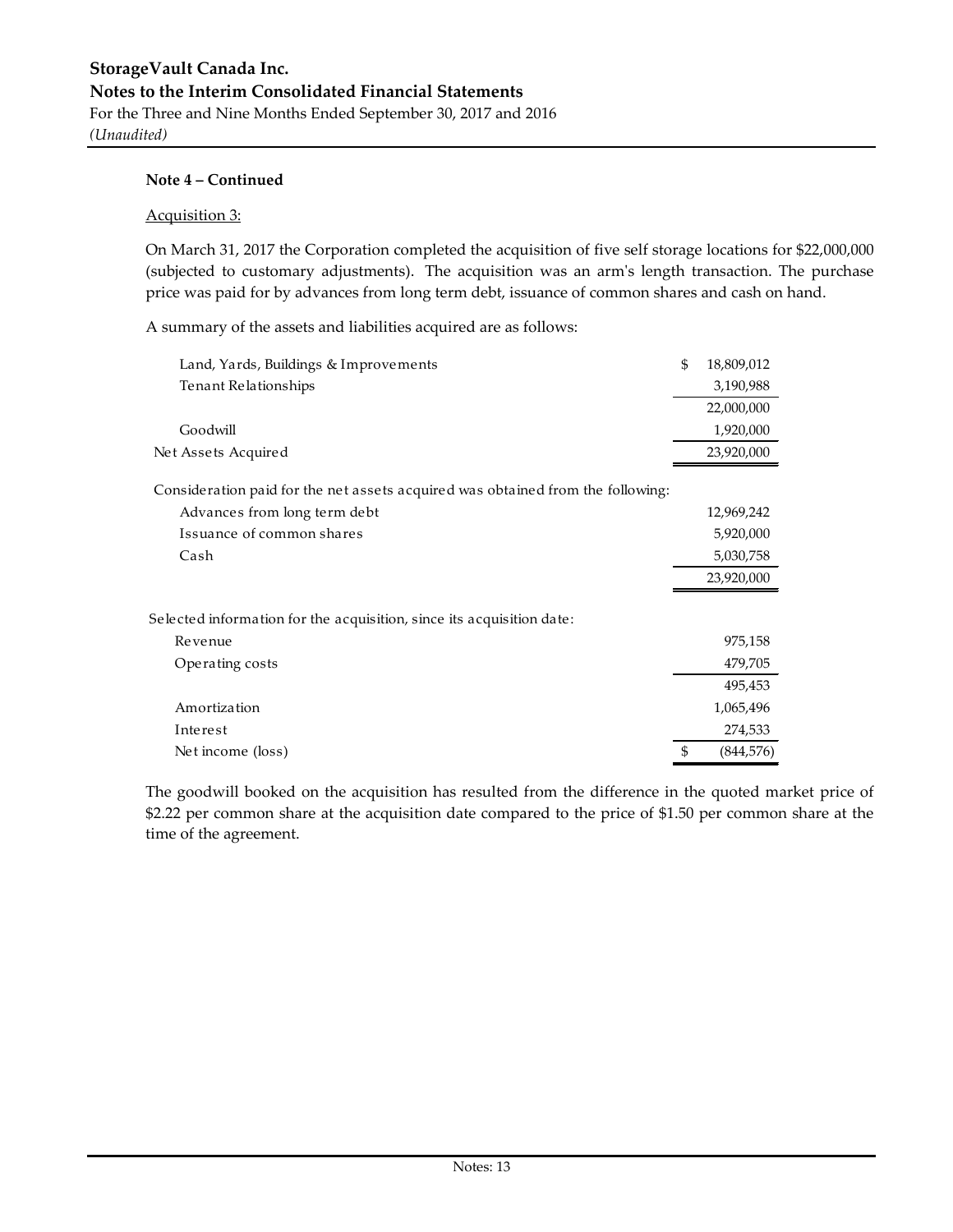**Note 4 – Continued**

Acquisition 3:

On March 31, 2017 the Corporation completed the acquisition of five self storage locations for $22,000,000 (subjected to customary adjustments). The acquisition was an arm's length transaction. The purchase price was paid for by advances from long term debt, issuance of common shares and cash on hand.

A summary of the assets and liabilities acquired are as follows:

| | |
|---|---|
| Land, Yards, Buildings & Improvements | $ 18,809,012 |
| Tenant Relationships | 3,190,988 |
| | 22,000,000 |
| Goodwill | 1,920,000 |
| Net Assets Acquired | 23,920,000 |

| | |
|---|---|
| Consideration paid for the net assets acquired was obtained from the following: | |
| Advances from long term debt | 12,969,242 |
| Issuance of common shares | 5,920,000 |
| Cash | 5,030,758 |
| | 23,920,000 |

| | |
|---|---|
| Selected information for the acquisition, since its acquisition date: | |
| Revenue | 975,158 |
| Operating costs | 479,705 |
| | 495,453 |
| Amortization | 1,065,496 |
| Interest | 274,533 |
| Net income (loss) | $ (844,576) |

The goodwill booked on the acquisition has resulted from the difference in the quoted market price of $2.22 per common share at the acquisition date compared to the price of $1.50 per common share at the time of the agreement.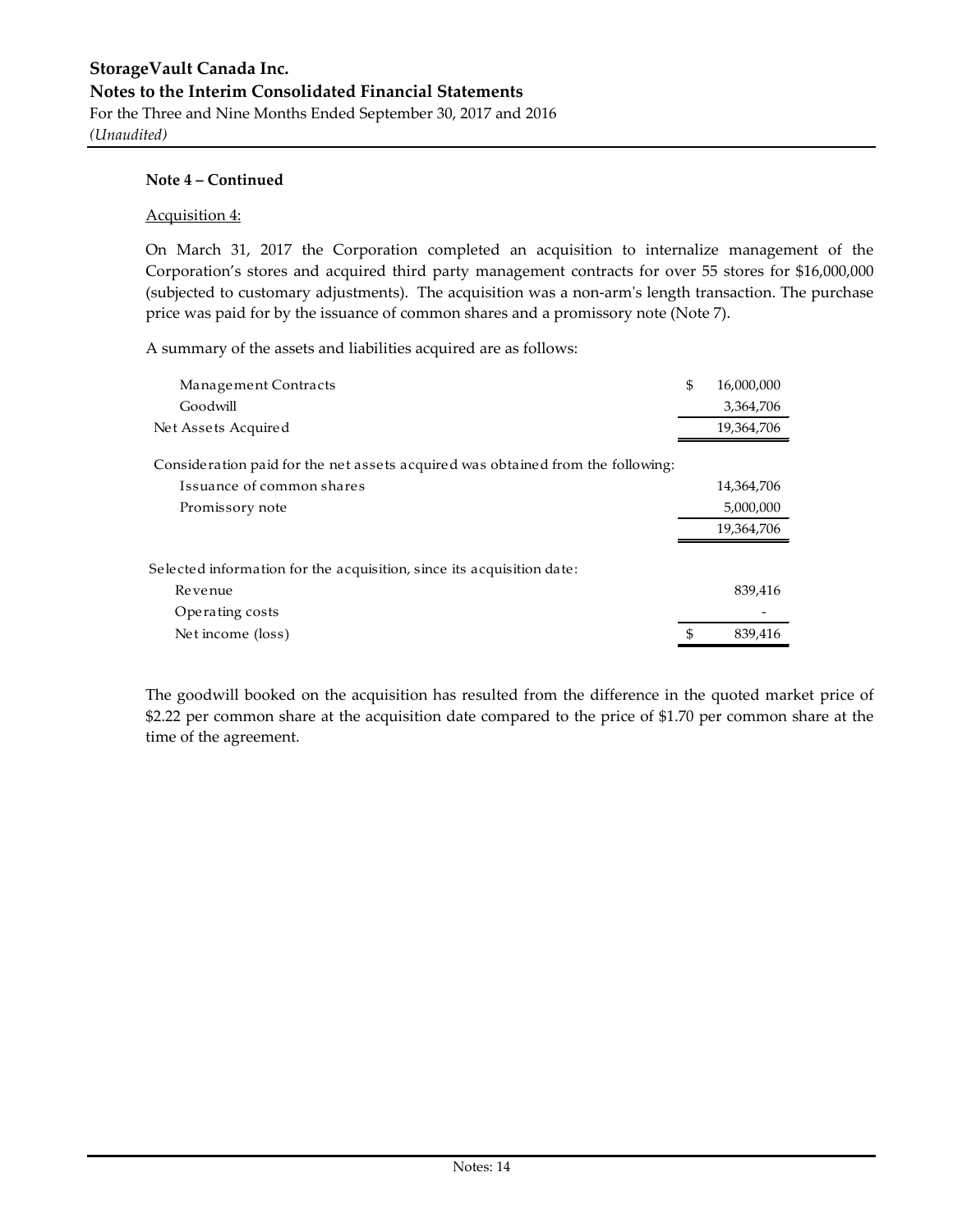**Note 4 – Continued**

Acquisition 4:

On March 31, 2017 the Corporation completed an acquisition to internalize management of the Corporation's stores and acquired third party management contracts for over 55 stores for $16,000,000 (subjected to customary adjustments). The acquisition was a non-arm's length transaction. The purchase price was paid for by the issuance of common shares and a promissory note (Note 7).

A summary of the assets and liabilities acquired are as follows:

| | |
|---|---|
| Management Contracts | $ 16,000,000 |
| Goodwill | 3,364,706 |
| Net Assets Acquired | 19,364,706 |
| Consideration paid for the net assets acquired was obtained from the following: | |
| Issuance of common shares | 14,364,706 |
| Promissory note | 5,000,000 |
| | 19,364,706 |
| Selected information for the acquisition, since its acquisition date: | |
| Revenue | 839,416 |
| Operating costs | - |
| Net income (loss) | $ 839,416 |

The goodwill booked on the acquisition has resulted from the difference in the quoted market price of $2.22 per common share at the acquisition date compared to the price of $1.70 per common share at the time of the agreement.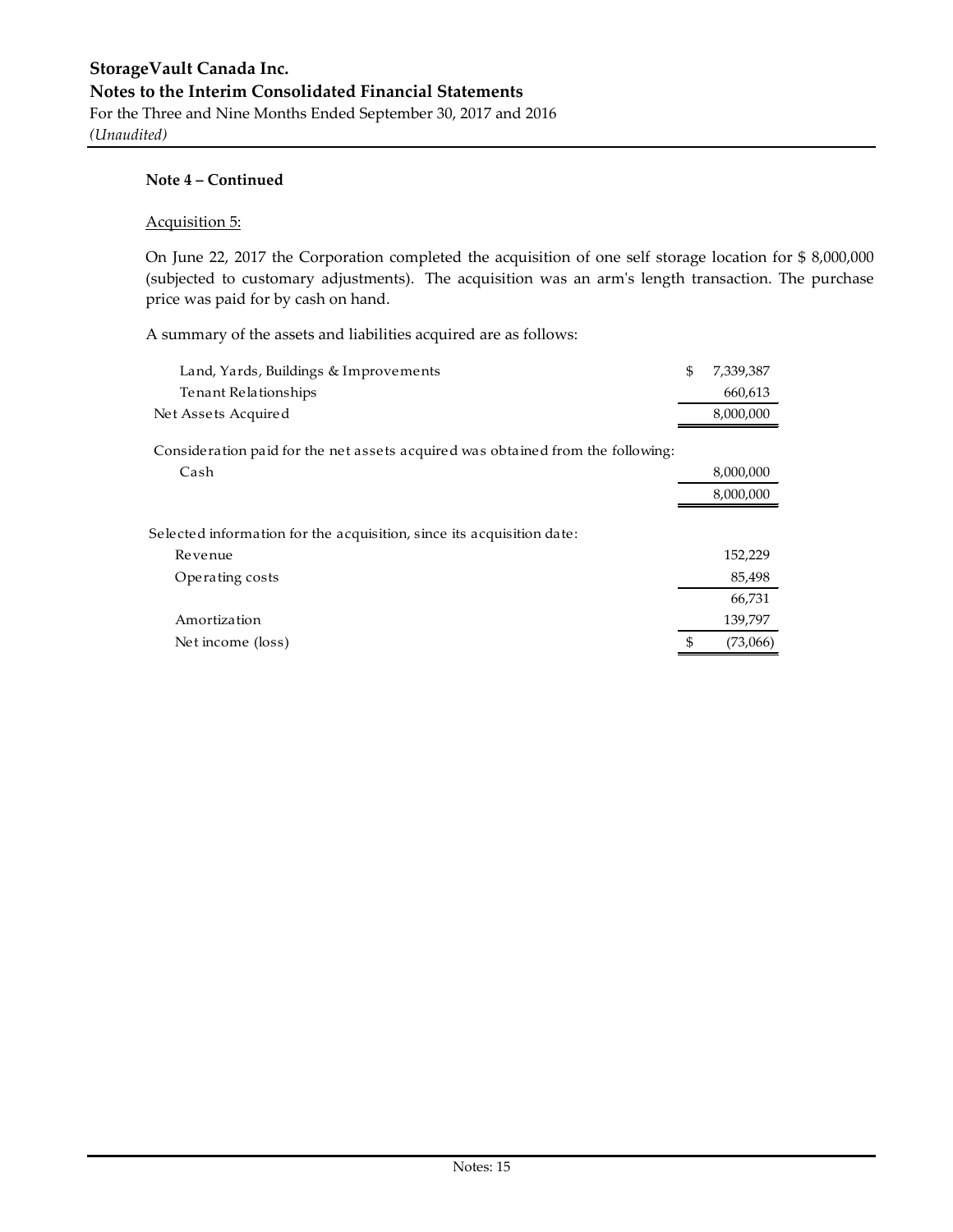**Note 4 – Continued**

Acquisition 5:

On June 22, 2017 the Corporation completed the acquisition of one self storage location for $ 8,000,000 (subjected to customary adjustments). The acquisition was an arm's length transaction. The purchase price was paid for by cash on hand.

A summary of the assets and liabilities acquired are as follows:

| | |
|---|---|
| Land, Yards, Buildings & Improvements | $ 7,339,387 |
| Tenant Relationships | 660,613 |
| Net Assets Acquired | 8,000,000 |
| Consideration paid for the net assets acquired was obtained from the following: | |
| Cash | 8,000,000 |
| | 8,000,000 |
| Selected information for the acquisition, since its acquisition date: | |
| Revenue | 152,229 |
| Operating costs | 85,498 |
| | 66,731 |
| Amortization | 139,797 |
| Net income (loss) | $ (73,066) |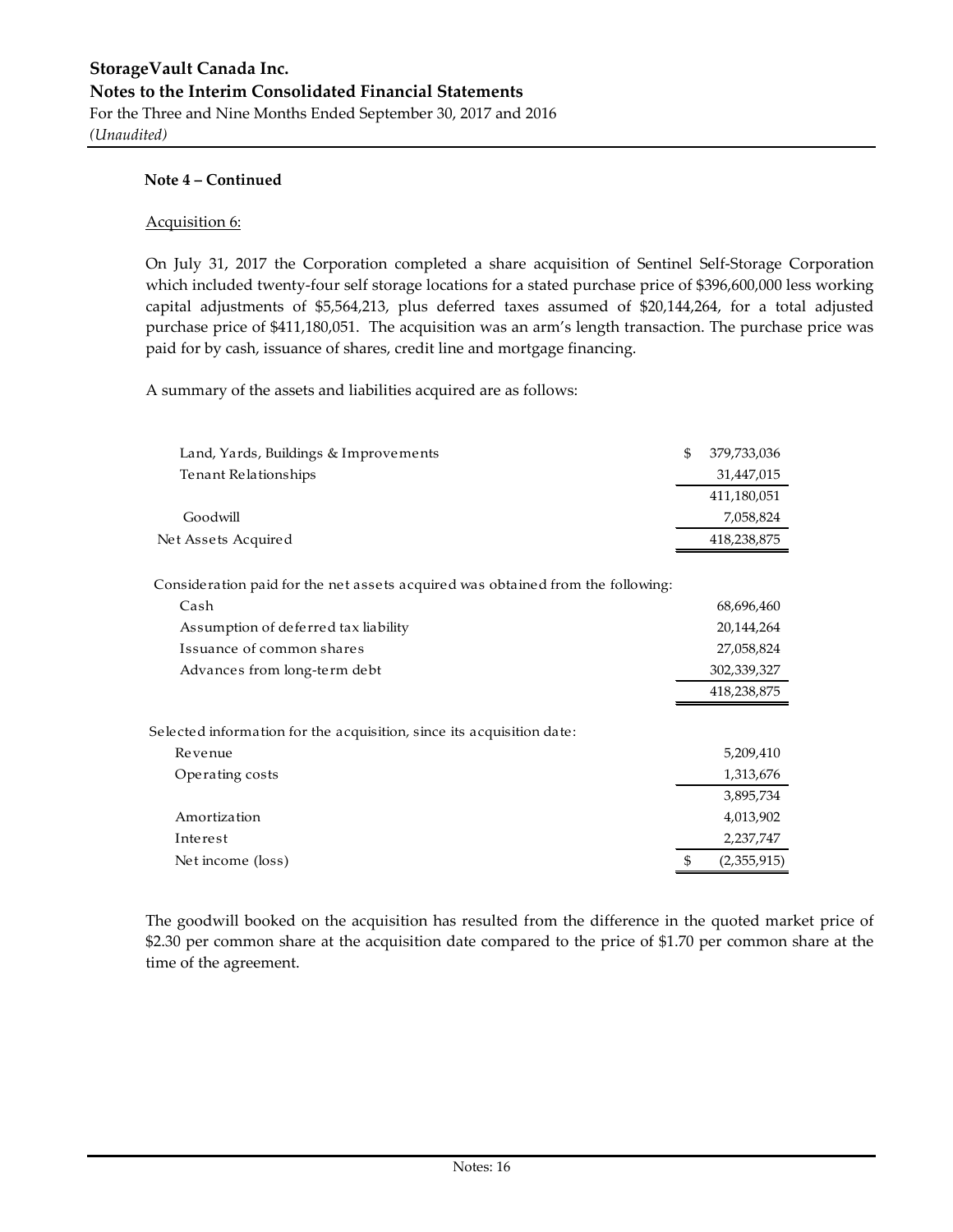**Note 4 – Continued**

Acquisition 6:

On July 31, 2017 the Corporation completed a share acquisition of Sentinel Self-Storage Corporation which included twenty-four self storage locations for a stated purchase price of $396,600,000 less working capital adjustments of $5,564,213, plus deferred taxes assumed of $20,144,264, for a total adjusted purchase price of $411,180,051. The acquisition was an arm's length transaction. The purchase price was paid for by cash, issuance of shares, credit line and mortgage financing.

A summary of the assets and liabilities acquired are as follows:

| | |
|---|---|
| Land, Yards, Buildings & Improvements | $ 379,733,036 |
| Tenant Relationships | 31,447,015 |
| | 411,180,051 |
| Goodwill | 7,058,824 |
| Net Assets Acquired | 418,238,875 |
| **Consideration paid for the net assets acquired was obtained from the following:** | |
| Cash | 68,696,460 |
| Assumption of deferred tax liability | 20,144,264 |
| Issuance of common shares | 27,058,824 |
| Advances from long-term debt | 302,339,327 |
| | 418,238,875 |
| **Selected information for the acquisition, since its acquisition date:** | |
| Revenue | 5,209,410 |
| Operating costs | 1,313,676 |
| | 3,895,734 |
| Amortization | 4,013,902 |
| Interest | 2,237,747 |
| Net income (loss) | $ (2,355,915) |

The goodwill booked on the acquisition has resulted from the difference in the quoted market price of $2.30 per common share at the acquisition date compared to the price of $1.70 per common share at the time of the agreement.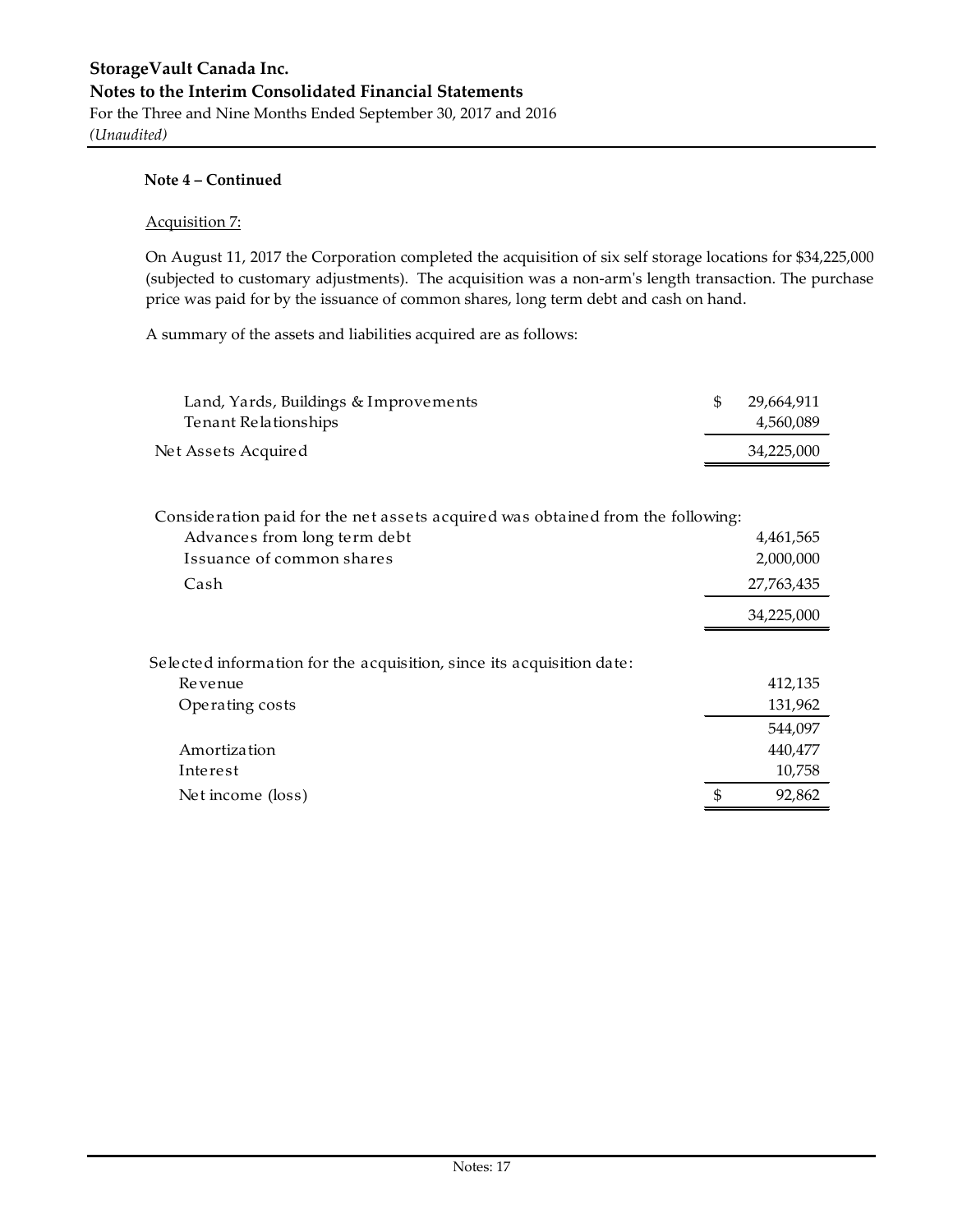**Note 4 – Continued**

Acquisition 7:

On August 11, 2017 the Corporation completed the acquisition of six self storage locations for $34,225,000 (subjected to customary adjustments). The acquisition was a non-arm's length transaction. The purchase price was paid for by the issuance of common shares, long term debt and cash on hand.

A summary of the assets and liabilities acquired are as follows:

| | |
|---|---|
| Land, Yards, Buildings & Improvements | $ 29,664,911 |
| Tenant Relationships | 4,560,089 |
| Net Assets Acquired | 34,225,000 |

| | |
|---|---|
| Consideration paid for the net assets acquired was obtained from the following: | |
| Advances from long term debt | 4,461,565 |
| Issuance of common shares | 2,000,000 |
| Cash | 27,763,435 |
| | 34,225,000 |

| | |
|---|---|
| Selected information for the acquisition, since its acquisition date: | |
| Revenue | 412,135 |
| Operating costs | 131,962 |
| | 544,097 |
| Amortization | 440,477 |
| Interest | 10,758 |
| Net income (loss) | $ 92,862 |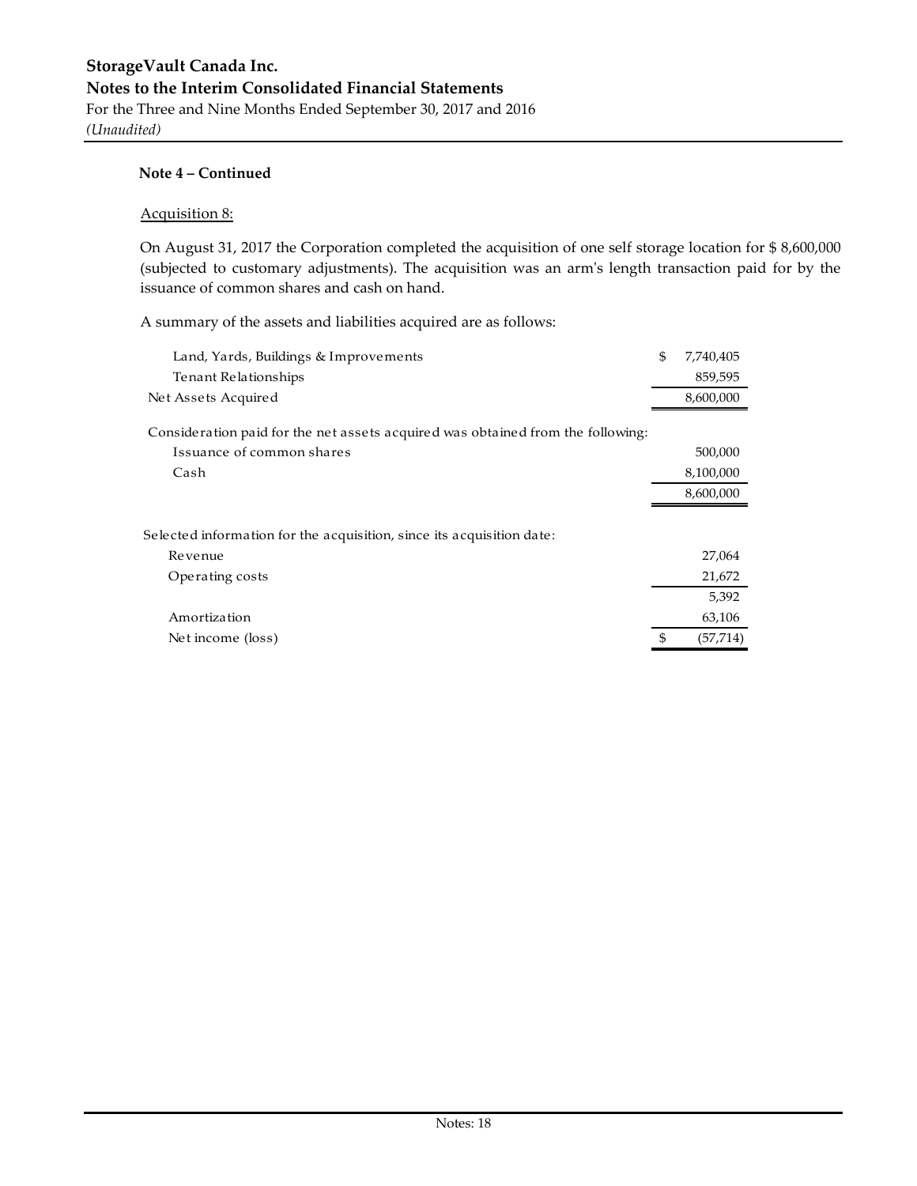**Note 4 – Continued**

Acquisition 8:

On August 31, 2017 the Corporation completed the acquisition of one self storage location for $ 8,600,000 (subjected to customary adjustments). The acquisition was an arm's length transaction paid for by the issuance of common shares and cash on hand.

A summary of the assets and liabilities acquired are as follows:

| | |
|---|---|
| Land, Yards, Buildings & Improvements | $ 7,740,405 |
| Tenant Relationships | 859,595 |
| Net Assets Acquired | 8,600,000 |
| Consideration paid for the net assets acquired was obtained from the following: | |
| Issuance of common shares | 500,000 |
| Cash | 8,100,000 |
| | 8,600,000 |

| | |
|---|---|
| Selected information for the acquisition, since its acquisition date: | |
| Revenue | 27,064 |
| Operating costs | 21,672 |
| | 5,392 |
| Amortization | 63,106 |
| Net income (loss) | $ (57,714) |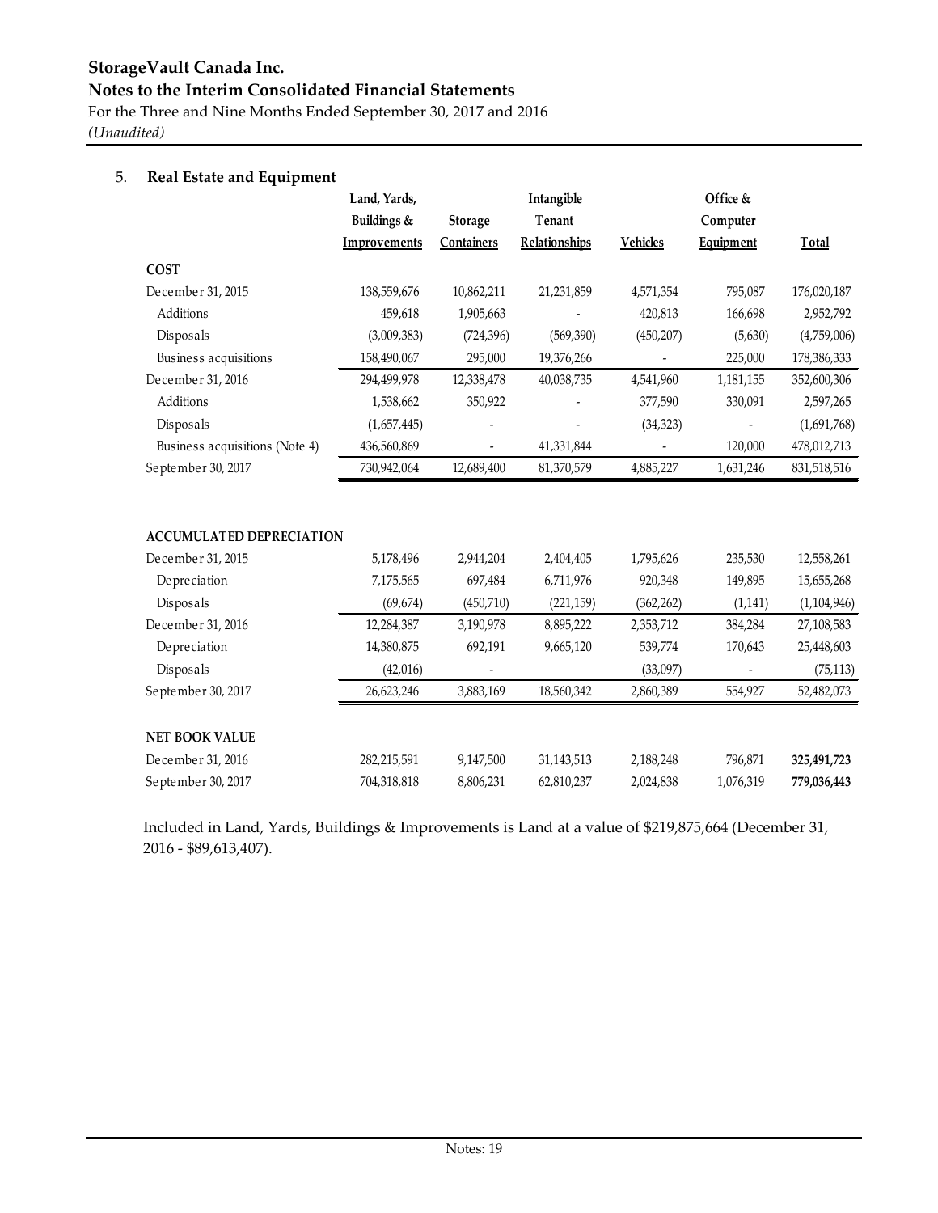# StorageVault Canada Inc.

## Notes to the Interim Consolidated Financial Statements

For the Three and Nine Months Ended September 30, 2017 and 2016

*(Unaudited)*

### 5. Real Estate and Equipment

| | Land, Yards, Buildings & Improvements | Storage Containers | Intangible Tenant Relationships | Vehicles | Office & Computer Equipment | Total |
|---|---|---|---|---|---|---|
| **COST** | | | | | | |
| December 31, 2015 | 138,559,676 | 10,862,211 | 21,231,859 | 4,571,354 | 795,087 | 176,020,187 |
| Additions | 459,618 | 1,905,663 | - | 420,813 | 166,698 | 2,952,792 |
| Disposals | (3,009,383) | (724,396) | (569,390) | (450,207) | (5,630) | (4,759,006) |
| Business acquisitions | 158,490,067 | 295,000 | 19,376,266 | - | 225,000 | 178,386,333 |
| December 31, 2016 | 294,499,978 | 12,338,478 | 40,038,735 | 4,541,960 | 1,181,155 | 352,600,306 |
| Additions | 1,538,662 | 350,922 | - | 377,590 | 330,091 | 2,597,265 |
| Disposals | (1,657,445) | - | - | (34,323) | - | (1,691,768) |
| Business acquisitions (Note 4) | 436,560,869 | - | 41,331,844 | - | 120,000 | 478,012,713 |
| September 30, 2017 | 730,942,064 | 12,689,400 | 81,370,579 | 4,885,227 | 1,631,246 | 831,518,516 |
| | | | | | | |
| **ACCUMULATED DEPRECIATION** | | | | | | |
| December 31, 2015 | 5,178,496 | 2,944,204 | 2,404,405 | 1,795,626 | 235,530 | 12,558,261 |
| Depreciation | 7,175,565 | 697,484 | 6,711,976 | 920,348 | 149,895 | 15,655,268 |
| Disposals | (69,674) | (450,710) | (221,159) | (362,262) | (1,141) | (1,104,946) |
| December 31, 2016 | 12,284,387 | 3,190,978 | 8,895,222 | 2,353,712 | 384,284 | 27,108,583 |
| Depreciation | 14,380,875 | 692,191 | 9,665,120 | 539,774 | 170,643 | 25,448,603 |
| Disposals | (42,016) | - | | (33,097) | - | (75,113) |
| September 30, 2017 | 26,623,246 | 3,883,169 | 18,560,342 | 2,860,389 | 554,927 | 52,482,073 |
| | | | | | | |
| **NET BOOK VALUE** | | | | | | |
| December 31, 2016 | 282,215,591 | 9,147,500 | 31,143,513 | 2,188,248 | 796,871 | **325,491,723** |
| September 30, 2017 | 704,318,818 | 8,806,231 | 62,810,237 | 2,024,838 | 1,076,319 | **779,036,443** |

Included in Land, Yards, Buildings & Improvements is Land at a value of $219,875,664 (December 31, 2016 - $89,613,407).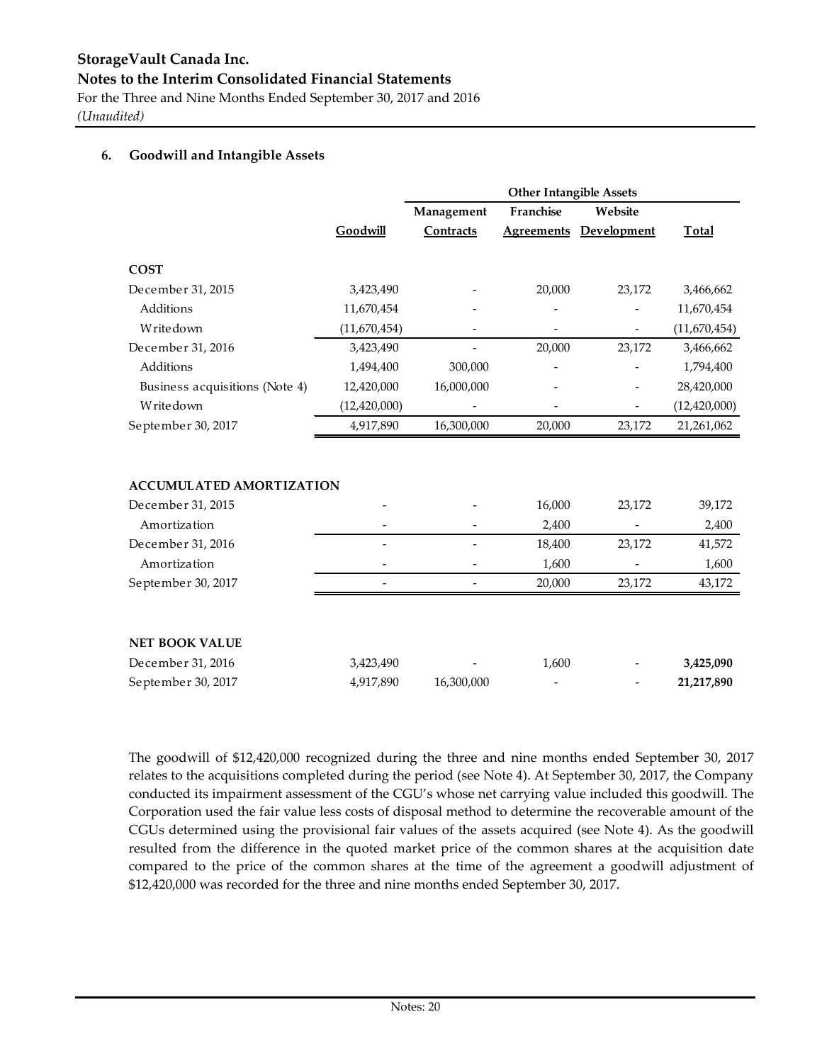StorageVault Canada Inc.
**Notes to the Interim Consolidated Financial Statements**
For the Three and Nine Months Ended September 30, 2017 and 2016
*(Unaudited)*

### 6. Goodwill and Intangible Assets

| | | Other Intangible Assets | | | |
|---|---|---|---|---|---|
| | Goodwill | Management Contracts | Franchise Agreements | Website Development | Total |
| **COST** | | | | | |
| December 31, 2015 | 3,423,490 | - | 20,000 | 23,172 | 3,466,662 |
| Additions | 11,670,454 | - | - | - | 11,670,454 |
| Writedown | (11,670,454) | - | - | - | (11,670,454) |
| December 31, 2016 | 3,423,490 | - | 20,000 | 23,172 | 3,466,662 |
| Additions | 1,494,400 | 300,000 | - | - | 1,794,400 |
| Business acquisitions (Note 4) | 12,420,000 | 16,000,000 | - | - | 28,420,000 |
| Writedown | (12,420,000) | - | - | - | (12,420,000) |
| September 30, 2017 | 4,917,890 | 16,300,000 | 20,000 | 23,172 | 21,261,062 |
| **ACCUMULATED AMORTIZATION** | | | | | |
| December 31, 2015 | - | - | 16,000 | 23,172 | 39,172 |
| Amortization | - | - | 2,400 | - | 2,400 |
| December 31, 2016 | - | - | 18,400 | 23,172 | 41,572 |
| Amortization | - | - | 1,600 | - | 1,600 |
| September 30, 2017 | - | - | 20,000 | 23,172 | 43,172 |
| **NET BOOK VALUE** | | | | | |
| December 31, 2016 | 3,423,490 | - | 1,600 | - | **3,425,090** |
| September 30, 2017 | 4,917,890 | 16,300,000 | - | - | **21,217,890** |

The goodwill of $12,420,000 recognized during the three and nine months ended September 30, 2017 relates to the acquisitions completed during the period (see Note 4). At September 30, 2017, the Company conducted its impairment assessment of the CGU's whose net carrying value included this goodwill. The Corporation used the fair value less costs of disposal method to determine the recoverable amount of the CGUs determined using the provisional fair values of the assets acquired (see Note 4). As the goodwill resulted from the difference in the quoted market price of the common shares at the acquisition date compared to the price of the common shares at the time of the agreement a goodwill adjustment of $12,420,000 was recorded for the three and nine months ended September 30, 2017.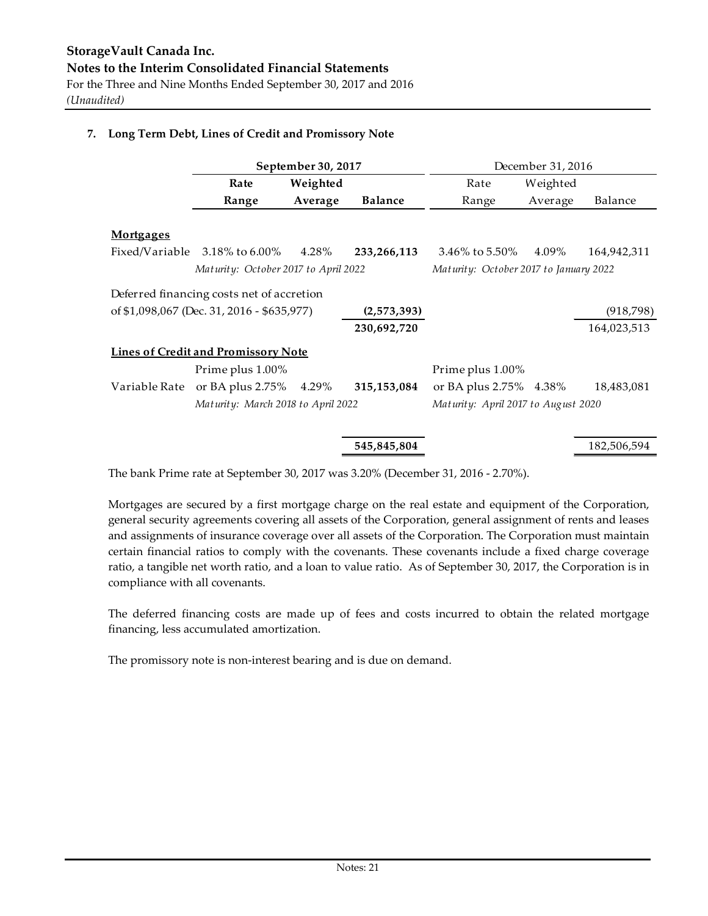## 7. Long Term Debt, Lines of Credit and Promissory Note

| | September 30, 2017 | | | December 31, 2016 | | |
|---|---|---|---|---|---|---|
| | Rate Range | Weighted Average | Balance | Rate Range | Weighted Average | Balance |
| **Mortgages** | | | | | | |
| Fixed/Variable | 3.18% to 6.00% | 4.28% | **233,266,113** | 3.46% to 5.50% | 4.09% | 164,942,311 |
| | *Maturity: October 2017 to April 2022* | | | *Maturity: October 2017 to January 2022* | | |
| Deferred financing costs net of accretion of $1,098,067 (Dec. 31, 2016 - $635,977) | | | **(2,573,393)** | | | (918,798) |
| | | | **230,692,720** | | | 164,023,513 |
| **Lines of Credit and Promissory Note** | | | | | | |
| Variable Rate | Prime plus 1.00% or BA plus 2.75% | 4.29% | **315,153,084** | Prime plus 1.00% or BA plus 2.75% | 4.38% | 18,483,081 |
| | *Maturity: March 2018 to April 2022* | | | *Maturity: April 2017 to August 2020* | | |
| | | | **545,845,804** | | | 182,506,594 |

The bank Prime rate at September 30, 2017 was 3.20% (December 31, 2016 - 2.70%).

Mortgages are secured by a first mortgage charge on the real estate and equipment of the Corporation, general security agreements covering all assets of the Corporation, general assignment of rents and leases and assignments of insurance coverage over all assets of the Corporation. The Corporation must maintain certain financial ratios to comply with the covenants. These covenants include a fixed charge coverage ratio, a tangible net worth ratio, and a loan to value ratio. As of September 30, 2017, the Corporation is in compliance with all covenants.

The deferred financing costs are made up of fees and costs incurred to obtain the related mortgage financing, less accumulated amortization.

The promissory note is non-interest bearing and is due on demand.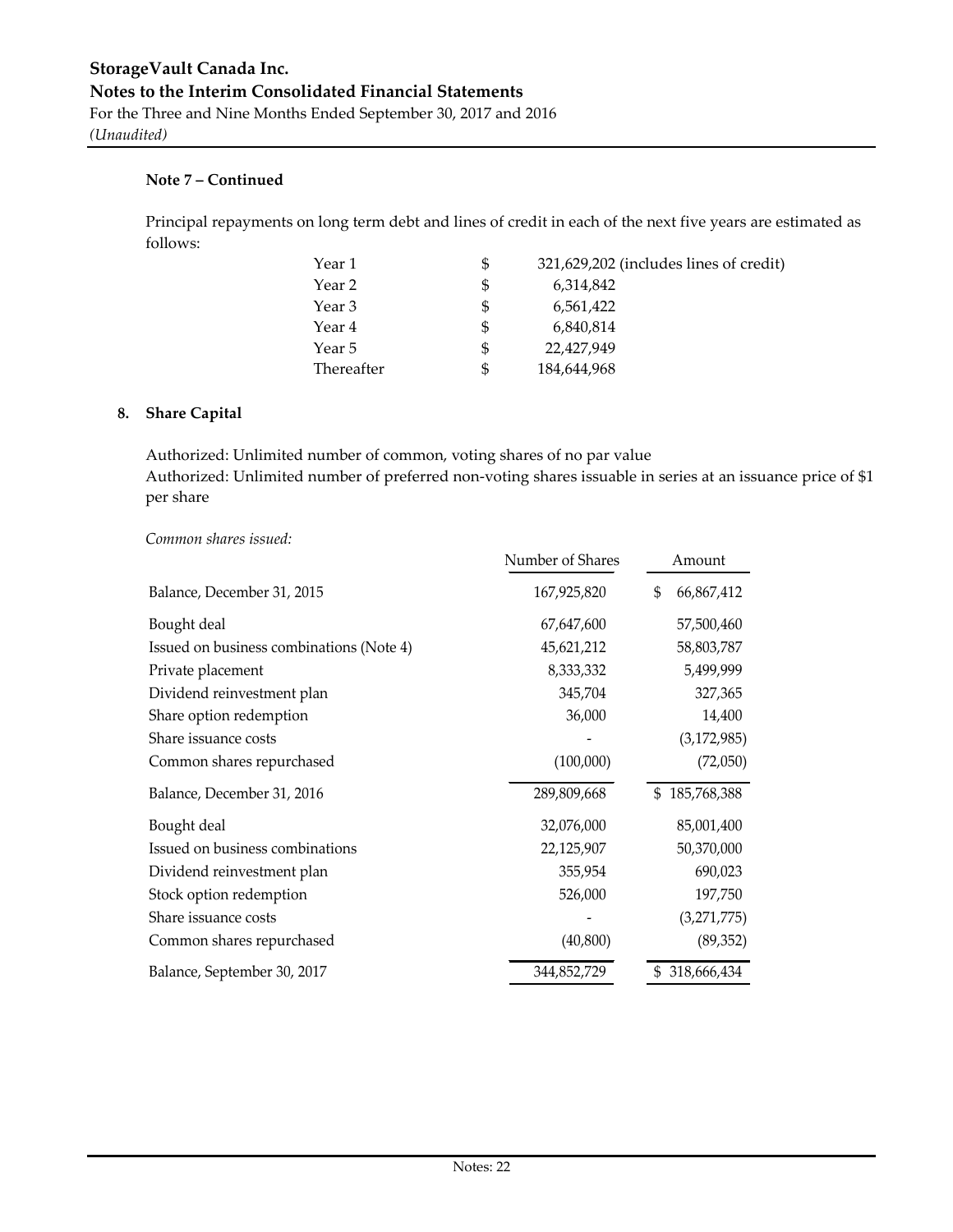**Note 7 – Continued**

Principal repayments on long term debt and lines of credit in each of the next five years are estimated as follows:

| | | |
|---|---|---|
| Year 1 | $ | 321,629,202 (includes lines of credit) |
| Year 2 | $ | 6,314,842 |
| Year 3 | $ | 6,561,422 |
| Year 4 | $ | 6,840,814 |
| Year 5 | $ | 22,427,949 |
| Thereafter | $ | 184,644,968 |

## 8. Share Capital

Authorized: Unlimited number of common, voting shares of no par value
Authorized: Unlimited number of preferred non-voting shares issuable in series at an issuance price of $1 per share

*Common shares issued:*

| | Number of Shares | Amount |
|---|---|---|
| Balance, December 31, 2015 | 167,925,820 | $ 66,867,412 |
| Bought deal | 67,647,600 | 57,500,460 |
| Issued on business combinations (Note 4) | 45,621,212 | 58,803,787 |
| Private placement | 8,333,332 | 5,499,999 |
| Dividend reinvestment plan | 345,704 | 327,365 |
| Share option redemption | 36,000 | 14,400 |
| Share issuance costs | - | (3,172,985) |
| Common shares repurchased | (100,000) | (72,050) |
| Balance, December 31, 2016 | 289,809,668 | $ 185,768,388 |
| Bought deal | 32,076,000 | 85,001,400 |
| Issued on business combinations | 22,125,907 | 50,370,000 |
| Dividend reinvestment plan | 355,954 | 690,023 |
| Stock option redemption | 526,000 | 197,750 |
| Share issuance costs | - | (3,271,775) |
| Common shares repurchased | (40,800) | (89,352) |
| Balance, September 30, 2017 | 344,852,729 | $ 318,666,434 |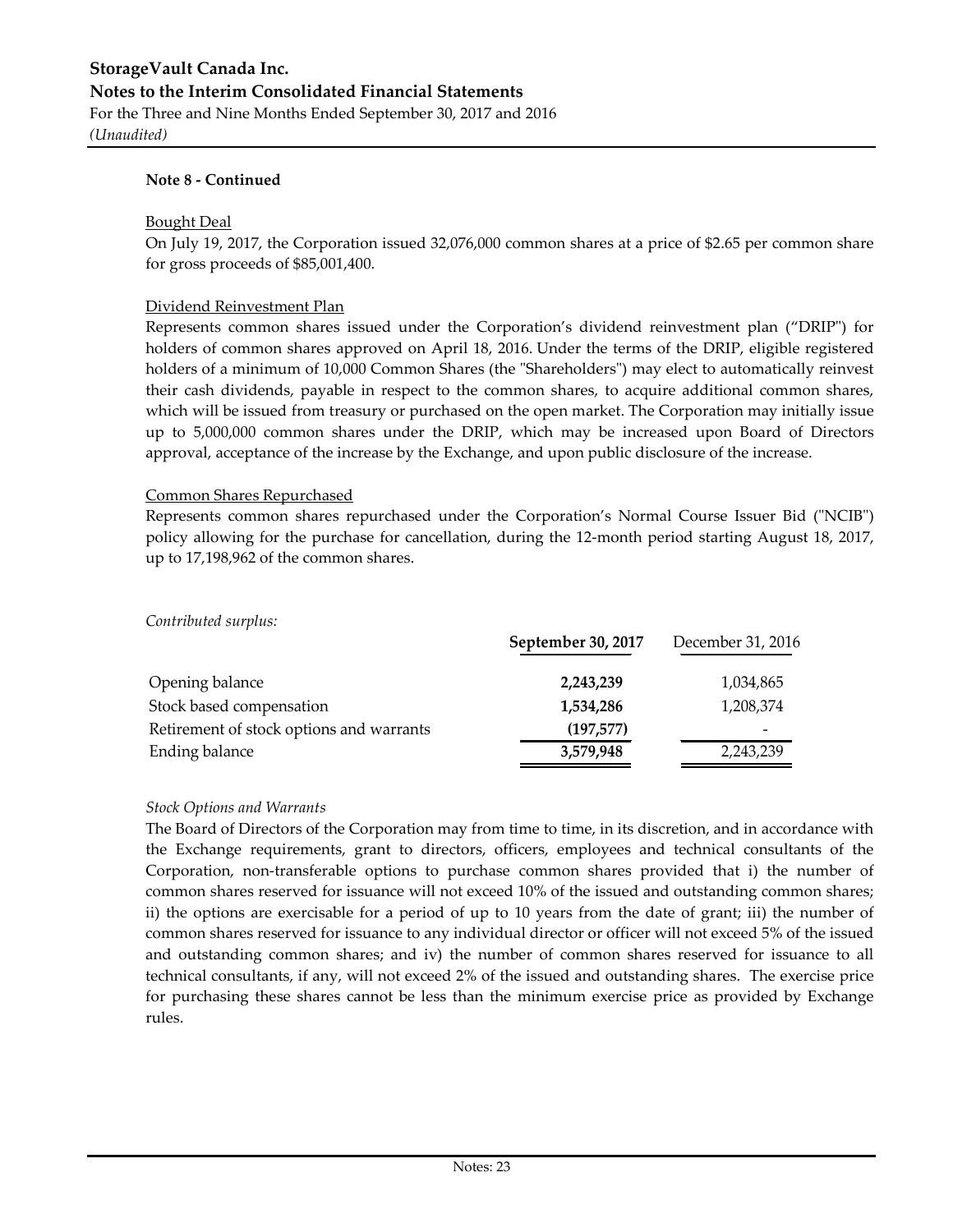**Note 8 - Continued**

Bought Deal

On July 19, 2017, the Corporation issued 32,076,000 common shares at a price of $2.65 per common share for gross proceeds of $85,001,400.

Dividend Reinvestment Plan

Represents common shares issued under the Corporation's dividend reinvestment plan ("DRIP") for holders of common shares approved on April 18, 2016. Under the terms of the DRIP, eligible registered holders of a minimum of 10,000 Common Shares (the "Shareholders") may elect to automatically reinvest their cash dividends, payable in respect to the common shares, to acquire additional common shares, which will be issued from treasury or purchased on the open market. The Corporation may initially issue up to 5,000,000 common shares under the DRIP, which may be increased upon Board of Directors approval, acceptance of the increase by the Exchange, and upon public disclosure of the increase.

Common Shares Repurchased

Represents common shares repurchased under the Corporation's Normal Course Issuer Bid ("NCIB") policy allowing for the purchase for cancellation, during the 12-month period starting August 18, 2017, up to 17,198,962 of the common shares.

*Contributed surplus:*

| | **September 30, 2017** | December 31, 2016 |
|---|---|---|
| Opening balance | **2,243,239** | 1,034,865 |
| Stock based compensation | **1,534,286** | 1,208,374 |
| Retirement of stock options and warrants | **(197,577)** | - |
| Ending balance | **3,579,948** | 2,243,239 |

*Stock Options and Warrants*

The Board of Directors of the Corporation may from time to time, in its discretion, and in accordance with the Exchange requirements, grant to directors, officers, employees and technical consultants of the Corporation, non-transferable options to purchase common shares provided that i) the number of common shares reserved for issuance will not exceed 10% of the issued and outstanding common shares; ii) the options are exercisable for a period of up to 10 years from the date of grant; iii) the number of common shares reserved for issuance to any individual director or officer will not exceed 5% of the issued and outstanding common shares; and iv) the number of common shares reserved for issuance to all technical consultants, if any, will not exceed 2% of the issued and outstanding shares. The exercise price for purchasing these shares cannot be less than the minimum exercise price as provided by Exchange rules.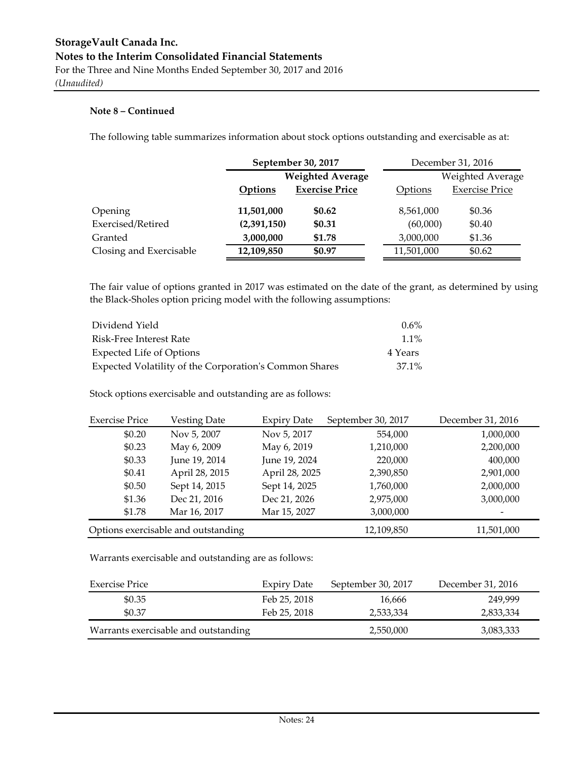**Note 8 – Continued**

The following table summarizes information about stock options outstanding and exercisable as at:

| | September 30, 2017 | | December 31, 2016 | |
|---|---|---|---|---|
| | | Weighted Average | | Weighted Average |
| | **Options** | **Exercise Price** | Options | Exercise Price |
| Opening | **11,501,000** | **$0.62** | 8,561,000 | $0.36 |
| Exercised/Retired | **(2,391,150)** | **$0.31** | (60,000) | $0.40 |
| Granted | **3,000,000** | **$1.78** | 3,000,000 | $1.36 |
| Closing and Exercisable | **12,109,850** | **$0.97** | 11,501,000 | $0.62 |

The fair value of options granted in 2017 was estimated on the date of the grant, as determined by using the Black-Sholes option pricing model with the following assumptions:

| | |
|---|---|
| Dividend Yield | 0.6% |
| Risk-Free Interest Rate | 1.1% |
| Expected Life of Options | 4 Years |
| Expected Volatility of the Corporation's Common Shares | 37.1% |

Stock options exercisable and outstanding are as follows:

| Exercise Price | Vesting Date | Expiry Date | September 30, 2017 | December 31, 2016 |
|---|---|---|---|---|
| $0.20 | Nov 5, 2007 | Nov 5, 2017 | 554,000 | 1,000,000 |
| $0.23 | May 6, 2009 | May 6, 2019 | 1,210,000 | 2,200,000 |
| $0.33 | June 19, 2014 | June 19, 2024 | 220,000 | 400,000 |
| $0.41 | April 28, 2015 | April 28, 2025 | 2,390,850 | 2,901,000 |
| $0.50 | Sept 14, 2015 | Sept 14, 2025 | 1,760,000 | 2,000,000 |
| $1.36 | Dec 21, 2016 | Dec 21, 2026 | 2,975,000 | 3,000,000 |
| $1.78 | Mar 16, 2017 | Mar 15, 2027 | 3,000,000 | - |
| Options exercisable and outstanding | | | 12,109,850 | 11,501,000 |

Warrants exercisable and outstanding are as follows:

| Exercise Price | Expiry Date | September 30, 2017 | December 31, 2016 |
|---|---|---|---|
| $0.35 | Feb 25, 2018 | 16,666 | 249,999 |
| $0.37 | Feb 25, 2018 | 2,533,334 | 2,833,334 |
| Warrants exercisable and outstanding | | 2,550,000 | 3,083,333 |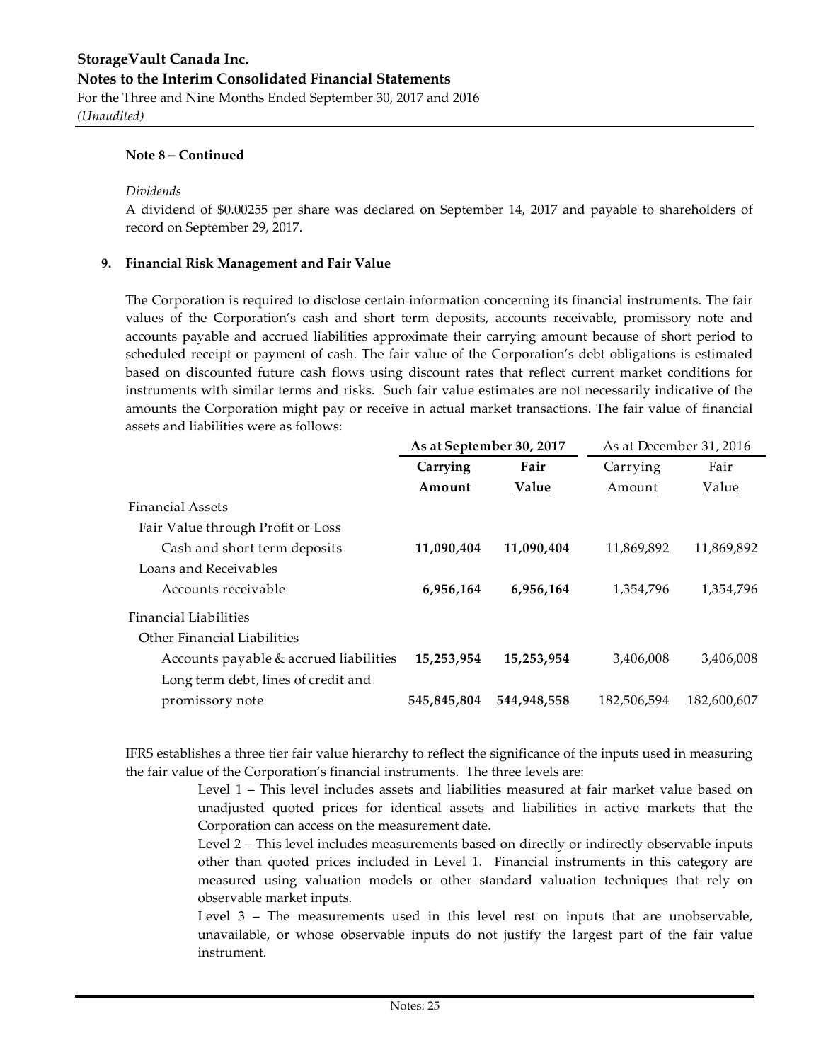**Note 8 – Continued**

*Dividends*

A dividend of $0.00255 per share was declared on September 14, 2017 and payable to shareholders of record on September 29, 2017.

**9. Financial Risk Management and Fair Value**

The Corporation is required to disclose certain information concerning its financial instruments. The fair values of the Corporation's cash and short term deposits, accounts receivable, promissory note and accounts payable and accrued liabilities approximate their carrying amount because of short period to scheduled receipt or payment of cash. The fair value of the Corporation's debt obligations is estimated based on discounted future cash flows using discount rates that reflect current market conditions for instruments with similar terms and risks. Such fair value estimates are not necessarily indicative of the amounts the Corporation might pay or receive in actual market transactions. The fair value of financial assets and liabilities were as follows:

| | **As at September 30, 2017** | | As at December 31, 2016 | |
|---|---|---|---|---|
| | **Carrying Amount** | **Fair Value** | Carrying Amount | Fair Value |
| Financial Assets | | | | |
| Fair Value through Profit or Loss | | | | |
| Cash and short term deposits | **11,090,404** | **11,090,404** | 11,869,892 | 11,869,892 |
| Loans and Receivables | | | | |
| Accounts receivable | **6,956,164** | **6,956,164** | 1,354,796 | 1,354,796 |
| Financial Liabilities | | | | |
| Other Financial Liabilities | | | | |
| Accounts payable & accrued liabilities | **15,253,954** | **15,253,954** | 3,406,008 | 3,406,008 |
| Long term debt, lines of credit and promissory note | **545,845,804** | **544,948,558** | 182,506,594 | 182,600,607 |

IFRS establishes a three tier fair value hierarchy to reflect the significance of the inputs used in measuring the fair value of the Corporation's financial instruments. The three levels are:

Level 1 – This level includes assets and liabilities measured at fair market value based on unadjusted quoted prices for identical assets and liabilities in active markets that the Corporation can access on the measurement date.

Level 2 – This level includes measurements based on directly or indirectly observable inputs other than quoted prices included in Level 1. Financial instruments in this category are measured using valuation models or other standard valuation techniques that rely on observable market inputs.

Level 3 – The measurements used in this level rest on inputs that are unobservable, unavailable, or whose observable inputs do not justify the largest part of the fair value instrument.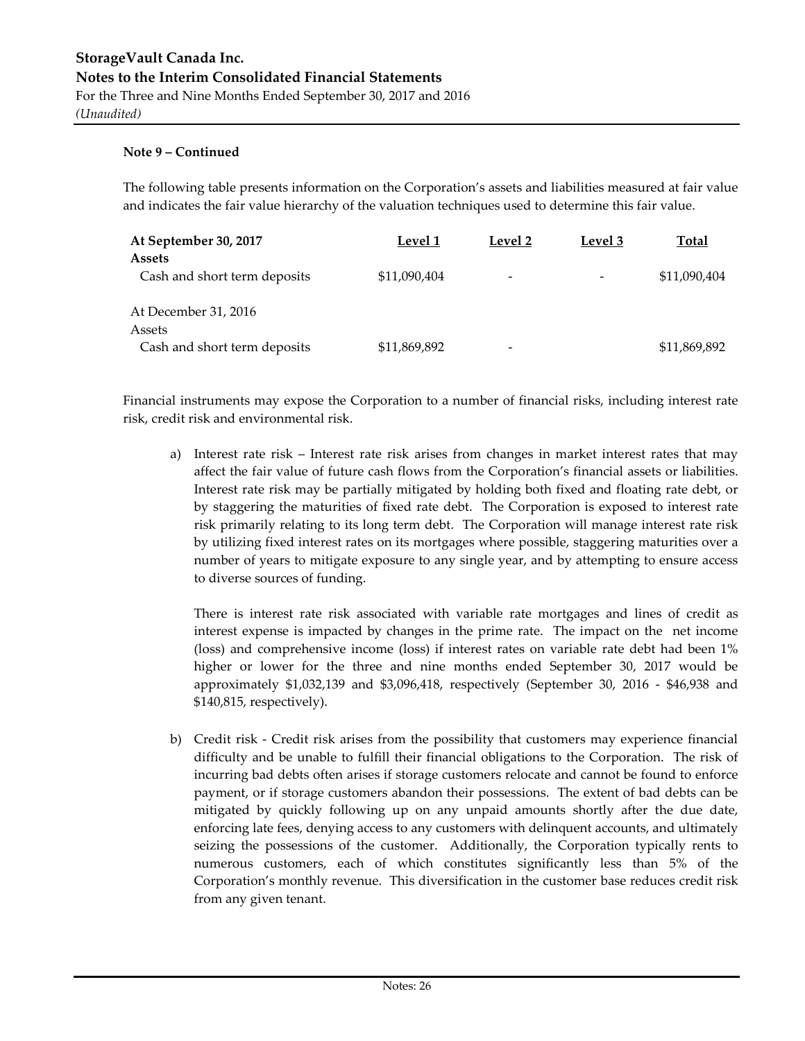**Note 9 – Continued**

The following table presents information on the Corporation's assets and liabilities measured at fair value and indicates the fair value hierarchy of the valuation techniques used to determine this fair value.

| At September 30, 2017 | Level 1 | Level 2 | Level 3 | Total |
|---|---|---|---|---|
| **Assets** | | | | |
| Cash and short term deposits | $11,090,404 | - | - | $11,090,404 |
| | | | | |
| At December 31, 2016 | | | | |
| Assets | | | | |
| Cash and short term deposits | $11,869,892 | - | | $11,869,892 |

Financial instruments may expose the Corporation to a number of financial risks, including interest rate risk, credit risk and environmental risk.

a) Interest rate risk – Interest rate risk arises from changes in market interest rates that may affect the fair value of future cash flows from the Corporation's financial assets or liabilities. Interest rate risk may be partially mitigated by holding both fixed and floating rate debt, or by staggering the maturities of fixed rate debt. The Corporation is exposed to interest rate risk primarily relating to its long term debt. The Corporation will manage interest rate risk by utilizing fixed interest rates on its mortgages where possible, staggering maturities over a number of years to mitigate exposure to any single year, and by attempting to ensure access to diverse sources of funding.

   There is interest rate risk associated with variable rate mortgages and lines of credit as interest expense is impacted by changes in the prime rate. The impact on the net income (loss) and comprehensive income (loss) if interest rates on variable rate debt had been 1% higher or lower for the three and nine months ended September 30, 2017 would be approximately $1,032,139 and $3,096,418, respectively (September 30, 2016 - $46,938 and $140,815, respectively).

b) Credit risk - Credit risk arises from the possibility that customers may experience financial difficulty and be unable to fulfill their financial obligations to the Corporation. The risk of incurring bad debts often arises if storage customers relocate and cannot be found to enforce payment, or if storage customers abandon their possessions. The extent of bad debts can be mitigated by quickly following up on any unpaid amounts shortly after the due date, enforcing late fees, denying access to any customers with delinquent accounts, and ultimately seizing the possessions of the customer. Additionally, the Corporation typically rents to numerous customers, each of which constitutes significantly less than 5% of the Corporation's monthly revenue. This diversification in the customer base reduces credit risk from any given tenant.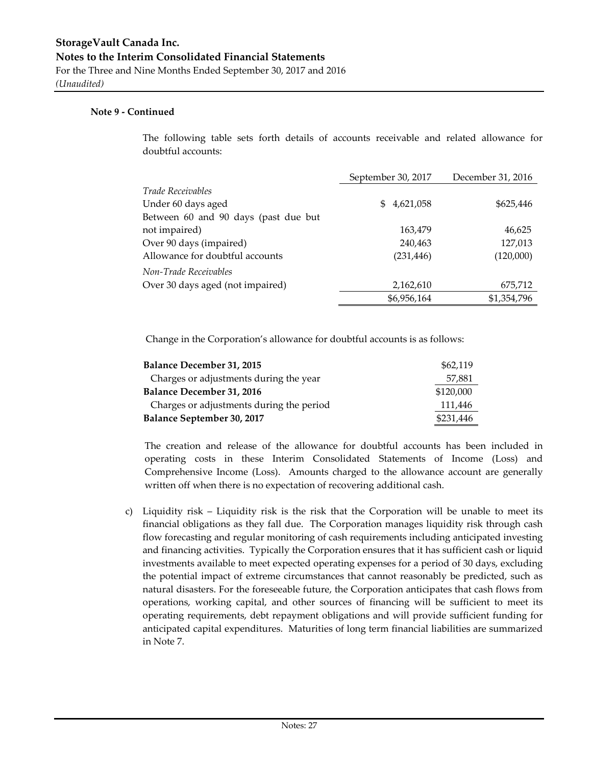**Note 9 - Continued**

The following table sets forth details of accounts receivable and related allowance for doubtful accounts:

| | September 30, 2017 | December 31, 2016 |
|---|---|---|
| *Trade Receivables* | | |
| Under 60 days aged | $ 4,621,058 | $625,446 |
| Between 60 and 90 days (past due but not impaired) | 163,479 | 46,625 |
| Over 90 days (impaired) | 240,463 | 127,013 |
| Allowance for doubtful accounts | (231,446) | (120,000) |
| *Non-Trade Receivables* | | |
| Over 30 days aged (not impaired) | 2,162,610 | 675,712 |
| | $6,956,164 | $1,354,796 |

Change in the Corporation's allowance for doubtful accounts is as follows:

| | |
|---|---|
| **Balance December 31, 2015** | $62,119 |
| Charges or adjustments during the year | 57,881 |
| **Balance December 31, 2016** | $120,000 |
| Charges or adjustments during the period | 111,446 |
| **Balance September 30, 2017** | $231,446 |

The creation and release of the allowance for doubtful accounts has been included in operating costs in these Interim Consolidated Statements of Income (Loss) and Comprehensive Income (Loss). Amounts charged to the allowance account are generally written off when there is no expectation of recovering additional cash.

c) Liquidity risk – Liquidity risk is the risk that the Corporation will be unable to meet its financial obligations as they fall due. The Corporation manages liquidity risk through cash flow forecasting and regular monitoring of cash requirements including anticipated investing and financing activities. Typically the Corporation ensures that it has sufficient cash or liquid investments available to meet expected operating expenses for a period of 30 days, excluding the potential impact of extreme circumstances that cannot reasonably be predicted, such as natural disasters. For the foreseeable future, the Corporation anticipates that cash flows from operations, working capital, and other sources of financing will be sufficient to meet its operating requirements, debt repayment obligations and will provide sufficient funding for anticipated capital expenditures. Maturities of long term financial liabilities are summarized in Note 7.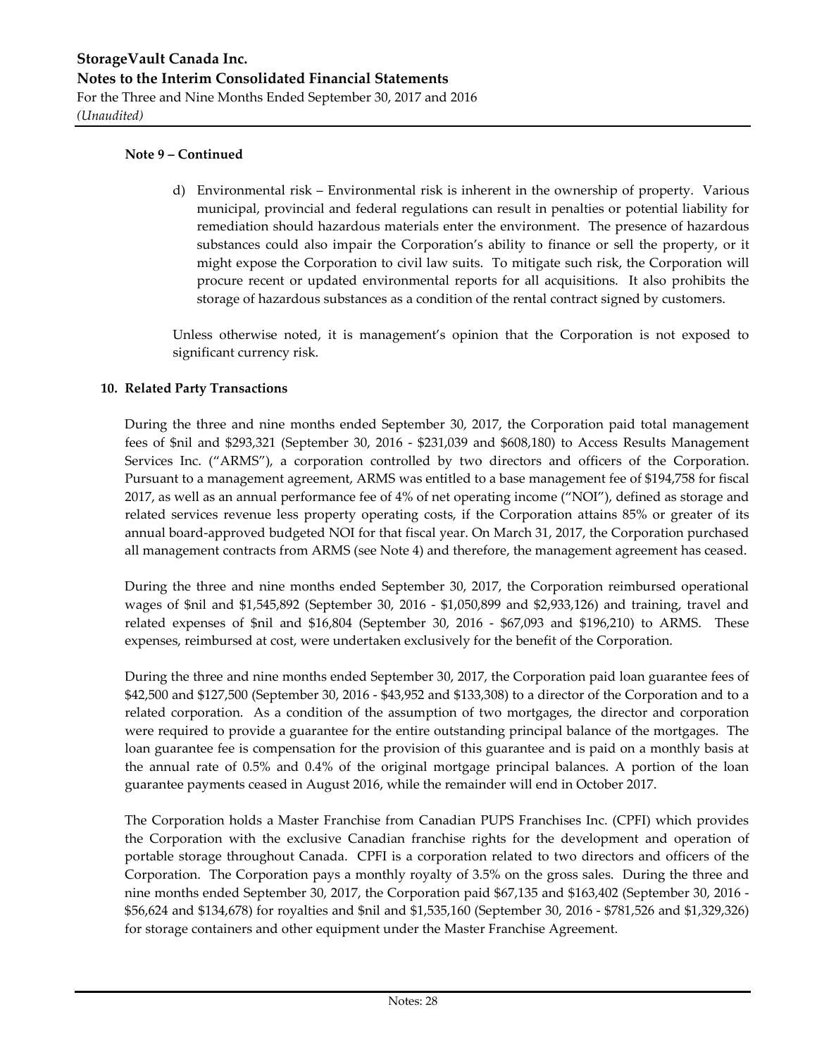**Note 9 – Continued**

d) Environmental risk – Environmental risk is inherent in the ownership of property. Various municipal, provincial and federal regulations can result in penalties or potential liability for remediation should hazardous materials enter the environment. The presence of hazardous substances could also impair the Corporation's ability to finance or sell the property, or it might expose the Corporation to civil law suits. To mitigate such risk, the Corporation will procure recent or updated environmental reports for all acquisitions. It also prohibits the storage of hazardous substances as a condition of the rental contract signed by customers.

Unless otherwise noted, it is management's opinion that the Corporation is not exposed to significant currency risk.

## 10. Related Party Transactions

During the three and nine months ended September 30, 2017, the Corporation paid total management fees of $nil and $293,321 (September 30, 2016 - $231,039 and $608,180) to Access Results Management Services Inc. ("ARMS"), a corporation controlled by two directors and officers of the Corporation. Pursuant to a management agreement, ARMS was entitled to a base management fee of $194,758 for fiscal 2017, as well as an annual performance fee of 4% of net operating income ("NOI"), defined as storage and related services revenue less property operating costs, if the Corporation attains 85% or greater of its annual board-approved budgeted NOI for that fiscal year. On March 31, 2017, the Corporation purchased all management contracts from ARMS (see Note 4) and therefore, the management agreement has ceased.

During the three and nine months ended September 30, 2017, the Corporation reimbursed operational wages of $nil and $1,545,892 (September 30, 2016 - $1,050,899 and $2,933,126) and training, travel and related expenses of $nil and $16,804 (September 30, 2016 - $67,093 and $196,210) to ARMS. These expenses, reimbursed at cost, were undertaken exclusively for the benefit of the Corporation.

During the three and nine months ended September 30, 2017, the Corporation paid loan guarantee fees of $42,500 and $127,500 (September 30, 2016 - $43,952 and $133,308) to a director of the Corporation and to a related corporation. As a condition of the assumption of two mortgages, the director and corporation were required to provide a guarantee for the entire outstanding principal balance of the mortgages. The loan guarantee fee is compensation for the provision of this guarantee and is paid on a monthly basis at the annual rate of 0.5% and 0.4% of the original mortgage principal balances. A portion of the loan guarantee payments ceased in August 2016, while the remainder will end in October 2017.

The Corporation holds a Master Franchise from Canadian PUPS Franchises Inc. (CPFI) which provides the Corporation with the exclusive Canadian franchise rights for the development and operation of portable storage throughout Canada. CPFI is a corporation related to two directors and officers of the Corporation. The Corporation pays a monthly royalty of 3.5% on the gross sales. During the three and nine months ended September 30, 2017, the Corporation paid $67,135 and $163,402 (September 30, 2016 - $56,624 and $134,678) for royalties and $nil and $1,535,160 (September 30, 2016 - $781,526 and $1,329,326) for storage containers and other equipment under the Master Franchise Agreement.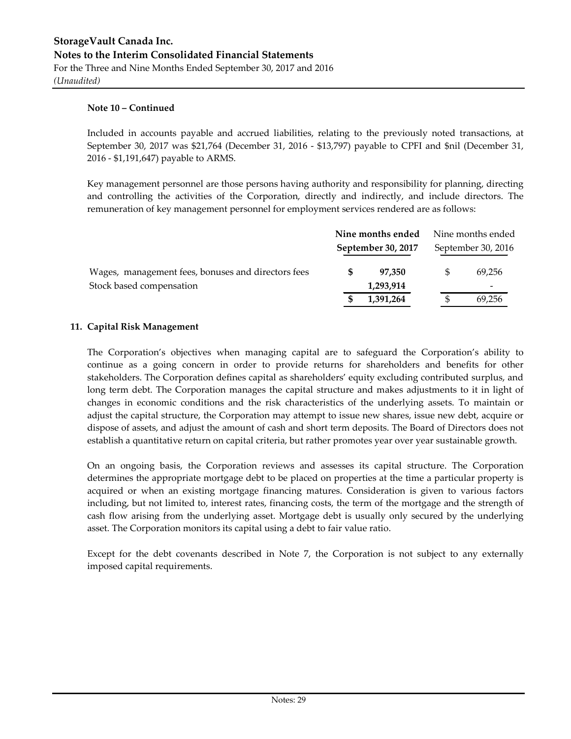**Note 10 – Continued**

Included in accounts payable and accrued liabilities, relating to the previously noted transactions, at September 30, 2017 was $21,764 (December 31, 2016 - $13,797) payable to CPFI and $nil (December 31, 2016 - $1,191,647) payable to ARMS.

Key management personnel are those persons having authority and responsibility for planning, directing and controlling the activities of the Corporation, directly and indirectly, and include directors. The remuneration of key management personnel for employment services rendered are as follows:

| | **Nine months ended September 30, 2017** | Nine months ended September 30, 2016 |
|---|---|---|
| Wages, management fees, bonuses and directors fees | **$ 97,350** | $ 69,256 |
| Stock based compensation | **1,293,914** | - |
| | **$ 1,391,264** | $ 69,256 |

## 11. Capital Risk Management

The Corporation's objectives when managing capital are to safeguard the Corporation's ability to continue as a going concern in order to provide returns for shareholders and benefits for other stakeholders. The Corporation defines capital as shareholders' equity excluding contributed surplus, and long term debt. The Corporation manages the capital structure and makes adjustments to it in light of changes in economic conditions and the risk characteristics of the underlying assets. To maintain or adjust the capital structure, the Corporation may attempt to issue new shares, issue new debt, acquire or dispose of assets, and adjust the amount of cash and short term deposits. The Board of Directors does not establish a quantitative return on capital criteria, but rather promotes year over year sustainable growth.

On an ongoing basis, the Corporation reviews and assesses its capital structure. The Corporation determines the appropriate mortgage debt to be placed on properties at the time a particular property is acquired or when an existing mortgage financing matures. Consideration is given to various factors including, but not limited to, interest rates, financing costs, the term of the mortgage and the strength of cash flow arising from the underlying asset. Mortgage debt is usually only secured by the underlying asset. The Corporation monitors its capital using a debt to fair value ratio.

Except for the debt covenants described in Note 7, the Corporation is not subject to any externally imposed capital requirements.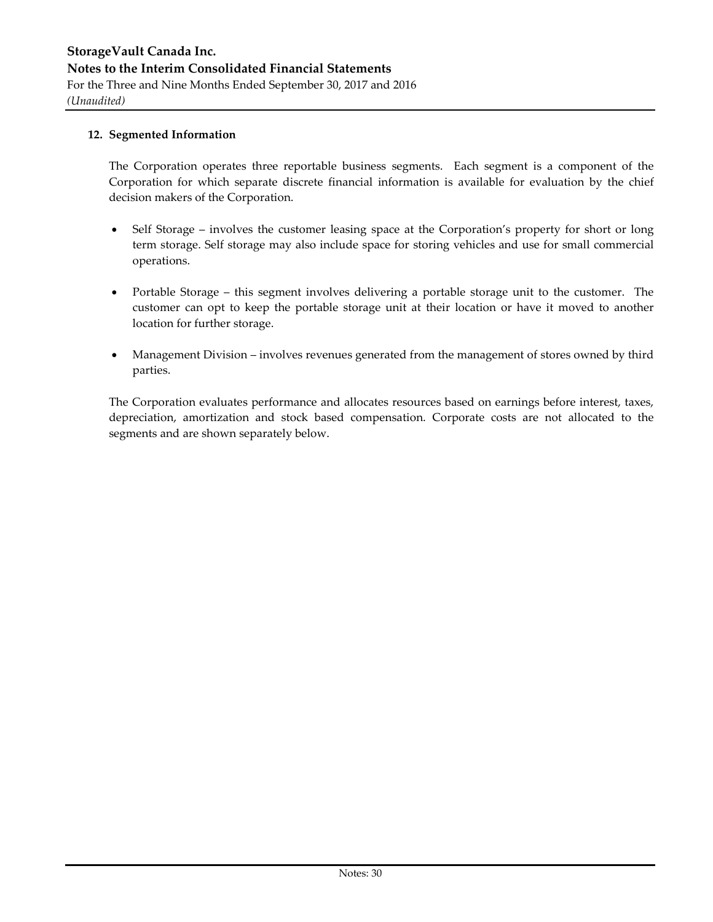## 12. Segmented Information

The Corporation operates three reportable business segments. Each segment is a component of the Corporation for which separate discrete financial information is available for evaluation by the chief decision makers of the Corporation.

- Self Storage – involves the customer leasing space at the Corporation's property for short or long term storage. Self storage may also include space for storing vehicles and use for small commercial operations.

- Portable Storage – this segment involves delivering a portable storage unit to the customer. The customer can opt to keep the portable storage unit at their location or have it moved to another location for further storage.

- Management Division – involves revenues generated from the management of stores owned by third parties.

The Corporation evaluates performance and allocates resources based on earnings before interest, taxes, depreciation, amortization and stock based compensation. Corporate costs are not allocated to the segments and are shown separately below.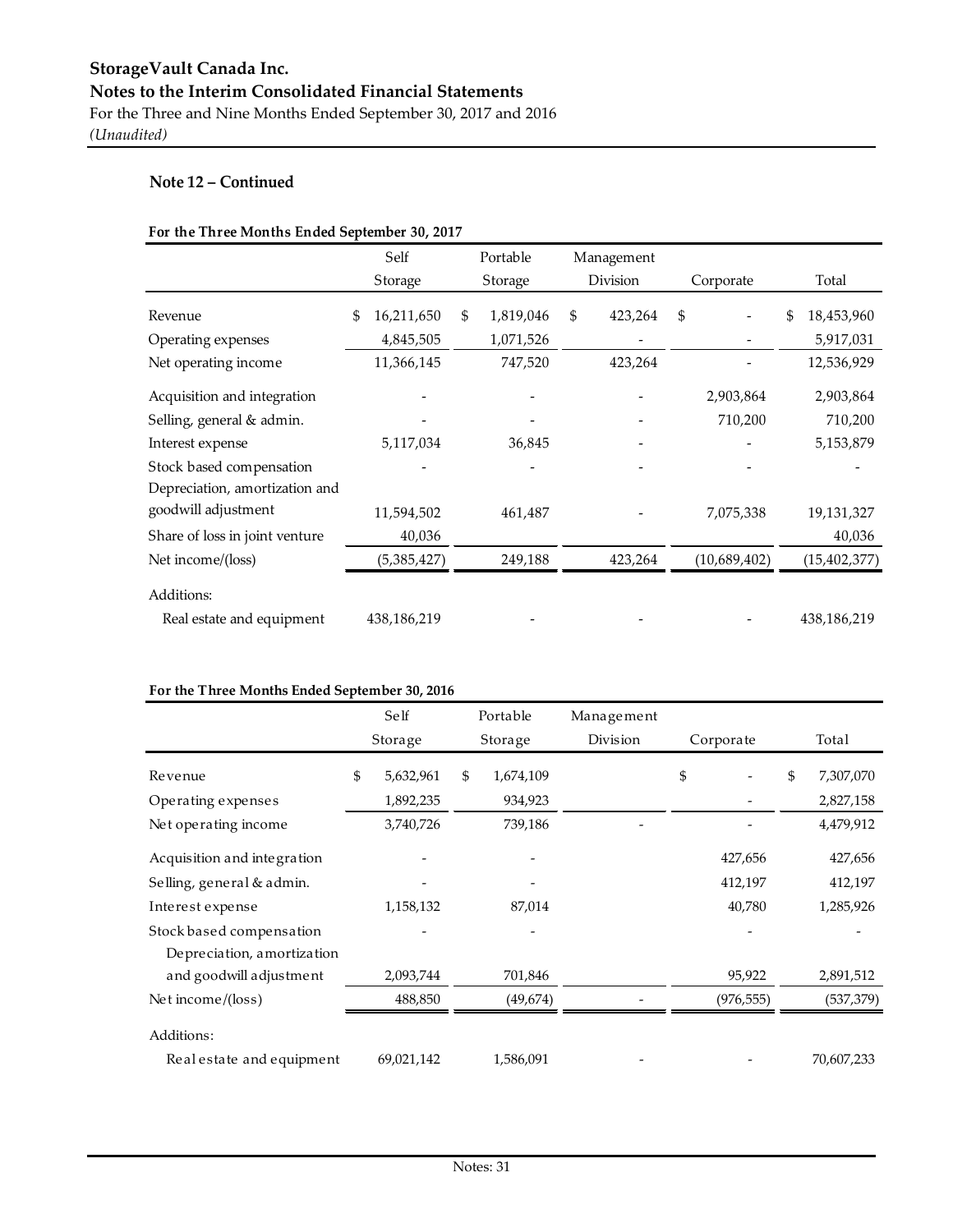**StorageVault Canada Inc.**
**Notes to the Interim Consolidated Financial Statements**
For the Three and Nine Months Ended September 30, 2017 and 2016
*(Unaudited)*

### Note 12 – Continued

**For the Three Months Ended September 30, 2017**

| | Self Storage | Portable Storage | Management Division | Corporate | Total |
|---|---|---|---|---|---|
| Revenue | $ 16,211,650 | $ 1,819,046 | $ 423,264 | $ - | $ 18,453,960 |
| Operating expenses | 4,845,505 | 1,071,526 | - | - | 5,917,031 |
| Net operating income | 11,366,145 | 747,520 | 423,264 | - | 12,536,929 |
| Acquisition and integration | - | - | - | 2,903,864 | 2,903,864 |
| Selling, general & admin. | - | - | - | 710,200 | 710,200 |
| Interest expense | 5,117,034 | 36,845 | - | - | 5,153,879 |
| Stock based compensation | - | - | - | - | - |
| Depreciation, amortization and goodwill adjustment | 11,594,502 | 461,487 | - | 7,075,338 | 19,131,327 |
| Share of loss in joint venture | 40,036 | | | | 40,036 |
| Net income/(loss) | (5,385,427) | 249,188 | 423,264 | (10,689,402) | (15,402,377) |
| Additions: | | | | | |
| Real estate and equipment | 438,186,219 | - | - | - | 438,186,219 |

**For the Three Months Ended September 30, 2016**

| | Self Storage | Portable Storage | Management Division | Corporate | Total |
|---|---|---|---|---|---|
| Revenue | $ 5,632,961 | $ 1,674,109 | | $ - | $ 7,307,070 |
| Operating expenses | 1,892,235 | 934,923 | | - | 2,827,158 |
| Net operating income | 3,740,726 | 739,186 | - | - | 4,479,912 |
| Acquisition and integration | - | - | | 427,656 | 427,656 |
| Selling, general & admin. | - | - | | 412,197 | 412,197 |
| Interest expense | 1,158,132 | 87,014 | | 40,780 | 1,285,926 |
| Stock based compensation | - | - | | - | - |
| Depreciation, amortization and goodwill adjustment | 2,093,744 | 701,846 | | 95,922 | 2,891,512 |
| Net income/(loss) | 488,850 | (49,674) | - | (976,555) | (537,379) |
| Additions: | | | | | |
| Real estate and equipment | 69,021,142 | 1,586,091 | - | - | 70,607,233 |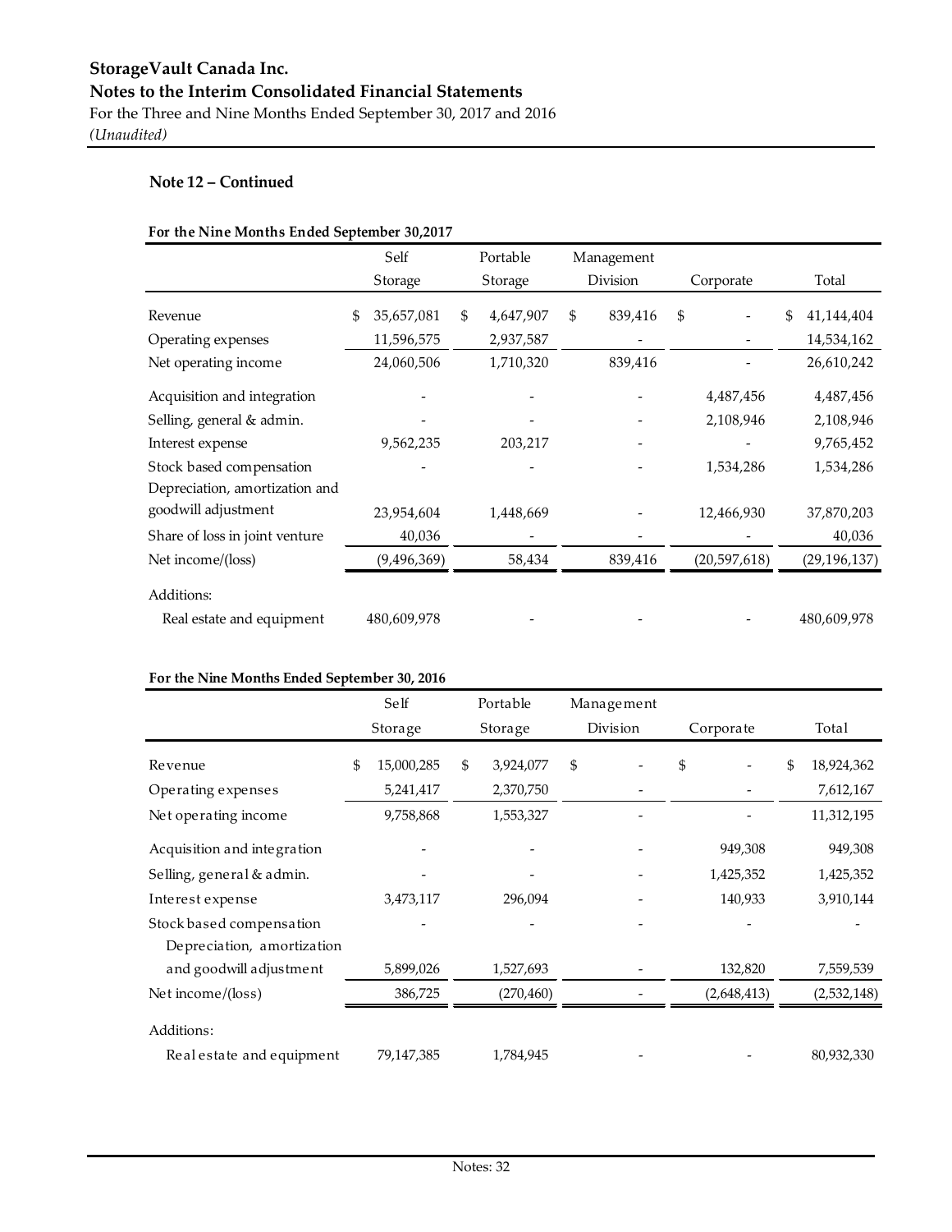**Note 12 – Continued**

**For the Nine Months Ended September 30,2017**

| | Self Storage | Portable Storage | Management Division | Corporate | Total |
|---|---|---|---|---|---|
| Revenue | $ 35,657,081 | $ 4,647,907 | $ 839,416 | $ - | $ 41,144,404 |
| Operating expenses | 11,596,575 | 2,937,587 | - | - | 14,534,162 |
| Net operating income | 24,060,506 | 1,710,320 | 839,416 | - | 26,610,242 |
| Acquisition and integration | - | - | - | 4,487,456 | 4,487,456 |
| Selling, general & admin. | - | - | - | 2,108,946 | 2,108,946 |
| Interest expense | 9,562,235 | 203,217 | - | - | 9,765,452 |
| Stock based compensation | - | - | - | 1,534,286 | 1,534,286 |
| Depreciation, amortization and goodwill adjustment | 23,954,604 | 1,448,669 | - | 12,466,930 | 37,870,203 |
| Share of loss in joint venture | 40,036 | - | - | - | 40,036 |
| Net income/(loss) | (9,496,369) | 58,434 | 839,416 | (20,597,618) | (29,196,137) |
| Additions: | | | | | |
| Real estate and equipment | 480,609,978 | - | - | - | 480,609,978 |

**For the Nine Months Ended September 30, 2016**

| | Self Storage | Portable Storage | Management Division | Corporate | Total |
|---|---|---|---|---|---|
| Revenue | $ 15,000,285 | $ 3,924,077 | $ - | $ - | $ 18,924,362 |
| Operating expenses | 5,241,417 | 2,370,750 | - | - | 7,612,167 |
| Net operating income | 9,758,868 | 1,553,327 | - | - | 11,312,195 |
| Acquisition and integration | - | - | - | 949,308 | 949,308 |
| Selling, general & admin. | - | - | - | 1,425,352 | 1,425,352 |
| Interest expense | 3,473,117 | 296,094 | - | 140,933 | 3,910,144 |
| Stock based compensation | - | - | - | - | - |
| Depreciation, amortization and goodwill adjustment | 5,899,026 | 1,527,693 | - | 132,820 | 7,559,539 |
| Net income/(loss) | 386,725 | (270,460) | - | (2,648,413) | (2,532,148) |
| Additions: | | | | | |
| Real estate and equipment | 79,147,385 | 1,784,945 | - | - | 80,932,330 |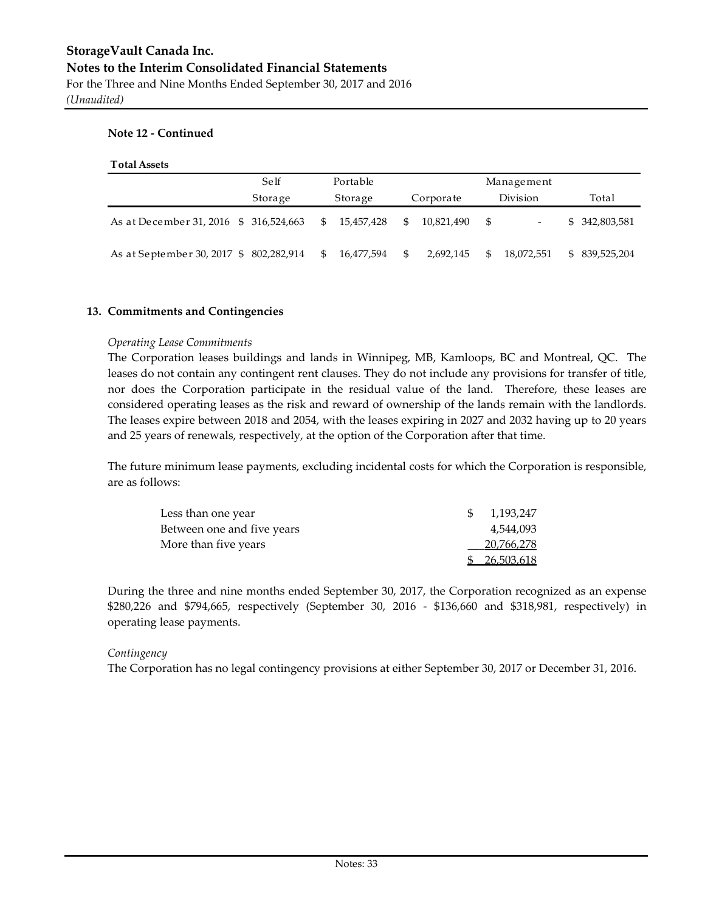**Note 12 - Continued**

**Total Assets**

| | Self Storage | Portable Storage | Corporate | Management Division | Total |
|---|---|---|---|---|---|
| As at December 31, 2016 | $ 316,524,663 | $ 15,457,428 | $ 10,821,490 | $ - | $ 342,803,581 |
| As at September 30, 2017 | $ 802,282,914 | $ 16,477,594 | $ 2,692,145 | $ 18,072,551 | $ 839,525,204 |

## 13. Commitments and Contingencies

*Operating Lease Commitments*

The Corporation leases buildings and lands in Winnipeg, MB, Kamloops, BC and Montreal, QC. The leases do not contain any contingent rent clauses. They do not include any provisions for transfer of title, nor does the Corporation participate in the residual value of the land. Therefore, these leases are considered operating leases as the risk and reward of ownership of the lands remain with the landlords. The leases expire between 2018 and 2054, with the leases expiring in 2027 and 2032 having up to 20 years and 25 years of renewals, respectively, at the option of the Corporation after that time.

The future minimum lease payments, excluding incidental costs for which the Corporation is responsible, are as follows:

| | |
|---|---|
| Less than one year | $ 1,193,247 |
| Between one and five years | 4,544,093 |
| More than five years | 20,766,278 |
| | $ 26,503,618 |

During the three and nine months ended September 30, 2017, the Corporation recognized as an expense $280,226 and $794,665, respectively (September 30, 2016 - $136,660 and $318,981, respectively) in operating lease payments.

*Contingency*

The Corporation has no legal contingency provisions at either September 30, 2017 or December 31, 2016.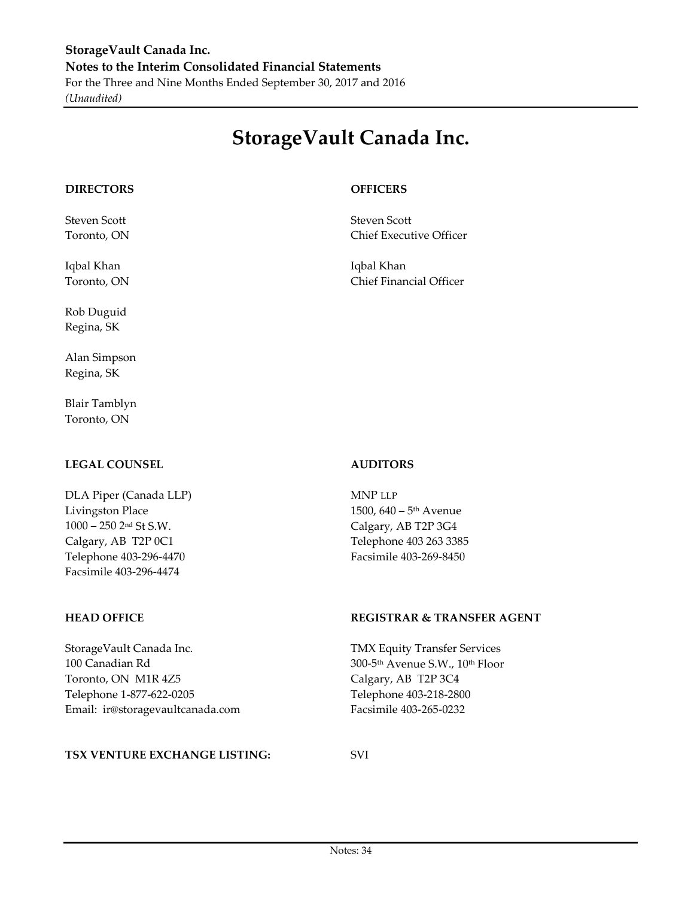# StorageVault Canada Inc.

**DIRECTORS**

Steven Scott
Toronto, ON

Iqbal Khan
Toronto, ON

Rob Duguid
Regina, SK

Alan Simpson
Regina, SK

Blair Tamblyn
Toronto, ON

**OFFICERS**

Steven Scott
Chief Executive Officer

Iqbal Khan
Chief Financial Officer

**LEGAL COUNSEL**

DLA Piper (Canada LLP)
Livingston Place
1000 – 250 2nd St S.W.
Calgary, AB T2P 0C1
Telephone 403-296-4470
Facsimile 403-296-4474

**AUDITORS**

MNP LLP
1500, 640 – 5th Avenue
Calgary, AB T2P 3G4
Telephone 403 263 3385
Facsimile 403-269-8450

**HEAD OFFICE**

StorageVault Canada Inc.
100 Canadian Rd
Toronto, ON M1R 4Z5
Telephone 1-877-622-0205
Email: ir@storagevaultcanada.com

**REGISTRAR & TRANSFER AGENT**

TMX Equity Transfer Services
300-5th Avenue S.W., 10th Floor
Calgary, AB T2P 3C4
Telephone 403-218-2800
Facsimile 403-265-0232

**TSX VENTURE EXCHANGE LISTING:** SVI